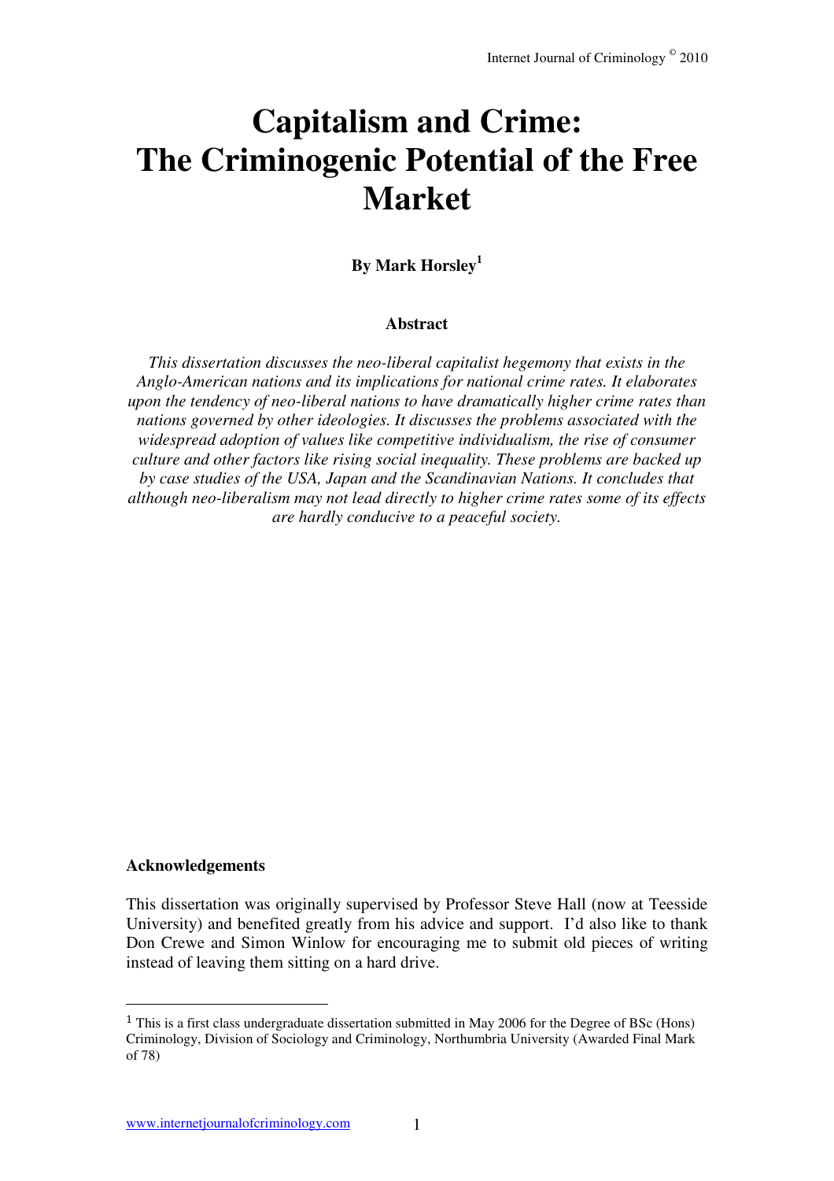# Capitalism and Crime: The Criminogenic Potential of the Free Market

**By Mark Horsley**[1]

### Abstract

*This dissertation discusses the neo-liberal capitalist hegemony that exists in the Anglo-American nations and its implications for national crime rates. It elaborates upon the tendency of neo-liberal nations to have dramatically higher crime rates than nations governed by other ideologies. It discusses the problems associated with the widespread adoption of values like competitive individualism, the rise of consumer culture and other factors like rising social inequality. These problems are backed up by case studies of the USA, Japan and the Scandinavian Nations. It concludes that although neo-liberalism may not lead directly to higher crime rates some of its effects are hardly conducive to a peaceful society.*

**Acknowledgements**

This dissertation was originally supervised by Professor Steve Hall (now at Teesside University) and benefited greatly from his advice and support. I'd also like to thank Don Crewe and Simon Winlow for encouraging me to submit old pieces of writing instead of leaving them sitting on a hard drive.

[1] This is a first class undergraduate dissertation submitted in May 2006 for the Degree of BSc (Hons) Criminology, Division of Sociology and Criminology, Northumbria University (Awarded Final Mark of 78)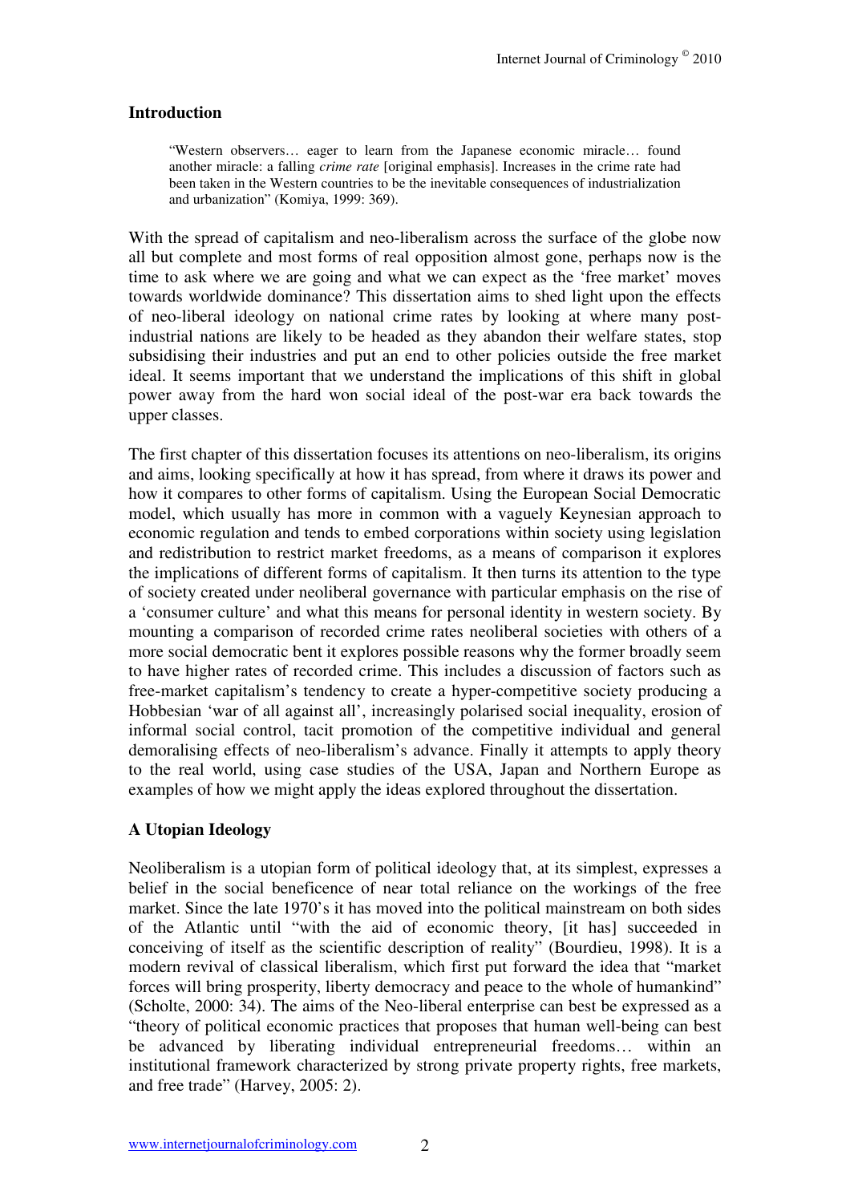## Introduction

> "Western observers… eager to learn from the Japanese economic miracle… found another miracle: a falling *crime rate* [original emphasis]. Increases in the crime rate had been taken in the Western countries to be the inevitable consequences of industrialization and urbanization" (Komiya, 1999: 369).

With the spread of capitalism and neo-liberalism across the surface of the globe now all but complete and most forms of real opposition almost gone, perhaps now is the time to ask where we are going and what we can expect as the 'free market' moves towards worldwide dominance? This dissertation aims to shed light upon the effects of neo-liberal ideology on national crime rates by looking at where many post-industrial nations are likely to be headed as they abandon their welfare states, stop subsidising their industries and put an end to other policies outside the free market ideal. It seems important that we understand the implications of this shift in global power away from the hard won social ideal of the post-war era back towards the upper classes.

The first chapter of this dissertation focuses its attentions on neo-liberalism, its origins and aims, looking specifically at how it has spread, from where it draws its power and how it compares to other forms of capitalism. Using the European Social Democratic model, which usually has more in common with a vaguely Keynesian approach to economic regulation and tends to embed corporations within society using legislation and redistribution to restrict market freedoms, as a means of comparison it explores the implications of different forms of capitalism. It then turns its attention to the type of society created under neoliberal governance with particular emphasis on the rise of a 'consumer culture' and what this means for personal identity in western society. By mounting a comparison of recorded crime rates neoliberal societies with others of a more social democratic bent it explores possible reasons why the former broadly seem to have higher rates of recorded crime. This includes a discussion of factors such as free-market capitalism's tendency to create a hyper-competitive society producing a Hobbesian 'war of all against all', increasingly polarised social inequality, erosion of informal social control, tacit promotion of the competitive individual and general demoralising effects of neo-liberalism's advance. Finally it attempts to apply theory to the real world, using case studies of the USA, Japan and Northern Europe as examples of how we might apply the ideas explored throughout the dissertation.

## A Utopian Ideology

Neoliberalism is a utopian form of political ideology that, at its simplest, expresses a belief in the social beneficence of near total reliance on the workings of the free market. Since the late 1970's it has moved into the political mainstream on both sides of the Atlantic until "with the aid of economic theory, [it has] succeeded in conceiving of itself as the scientific description of reality" (Bourdieu, 1998). It is a modern revival of classical liberalism, which first put forward the idea that "market forces will bring prosperity, liberty democracy and peace to the whole of humankind" (Scholte, 2000: 34). The aims of the Neo-liberal enterprise can best be expressed as a "theory of political economic practices that proposes that human well-being can best be advanced by liberating individual entrepreneurial freedoms… within an institutional framework characterized by strong private property rights, free markets, and free trade" (Harvey, 2005: 2).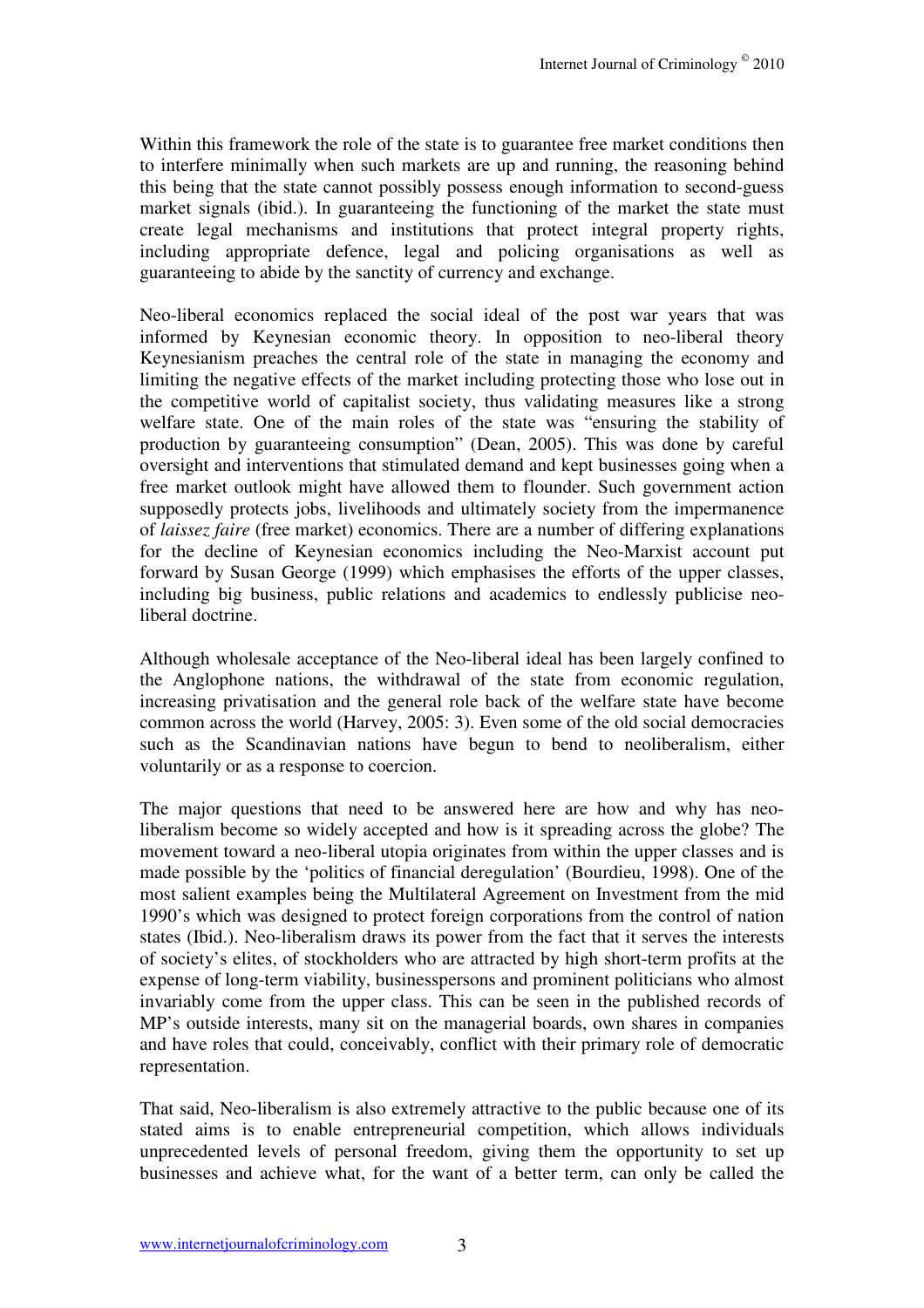Within this framework the role of the state is to guarantee free market conditions then to interfere minimally when such markets are up and running, the reasoning behind this being that the state cannot possibly possess enough information to second-guess market signals (ibid.). In guaranteeing the functioning of the market the state must create legal mechanisms and institutions that protect integral property rights, including appropriate defence, legal and policing organisations as well as guaranteeing to abide by the sanctity of currency and exchange.

Neo-liberal economics replaced the social ideal of the post war years that was informed by Keynesian economic theory. In opposition to neo-liberal theory Keynesianism preaches the central role of the state in managing the economy and limiting the negative effects of the market including protecting those who lose out in the competitive world of capitalist society, thus validating measures like a strong welfare state. One of the main roles of the state was "ensuring the stability of production by guaranteeing consumption" (Dean, 2005). This was done by careful oversight and interventions that stimulated demand and kept businesses going when a free market outlook might have allowed them to flounder. Such government action supposedly protects jobs, livelihoods and ultimately society from the impermanence of *laissez faire* (free market) economics. There are a number of differing explanations for the decline of Keynesian economics including the Neo-Marxist account put forward by Susan George (1999) which emphasises the efforts of the upper classes, including big business, public relations and academics to endlessly publicise neo-liberal doctrine.

Although wholesale acceptance of the Neo-liberal ideal has been largely confined to the Anglophone nations, the withdrawal of the state from economic regulation, increasing privatisation and the general role back of the welfare state have become common across the world (Harvey, 2005: 3). Even some of the old social democracies such as the Scandinavian nations have begun to bend to neoliberalism, either voluntarily or as a response to coercion.

The major questions that need to be answered here are how and why has neo-liberalism become so widely accepted and how is it spreading across the globe? The movement toward a neo-liberal utopia originates from within the upper classes and is made possible by the 'politics of financial deregulation' (Bourdieu, 1998). One of the most salient examples being the Multilateral Agreement on Investment from the mid 1990's which was designed to protect foreign corporations from the control of nation states (Ibid.). Neo-liberalism draws its power from the fact that it serves the interests of society's elites, of stockholders who are attracted by high short-term profits at the expense of long-term viability, businesspersons and prominent politicians who almost invariably come from the upper class. This can be seen in the published records of MP's outside interests, many sit on the managerial boards, own shares in companies and have roles that could, conceivably, conflict with their primary role of democratic representation.

That said, Neo-liberalism is also extremely attractive to the public because one of its stated aims is to enable entrepreneurial competition, which allows individuals unprecedented levels of personal freedom, giving them the opportunity to set up businesses and achieve what, for the want of a better term, can only be called the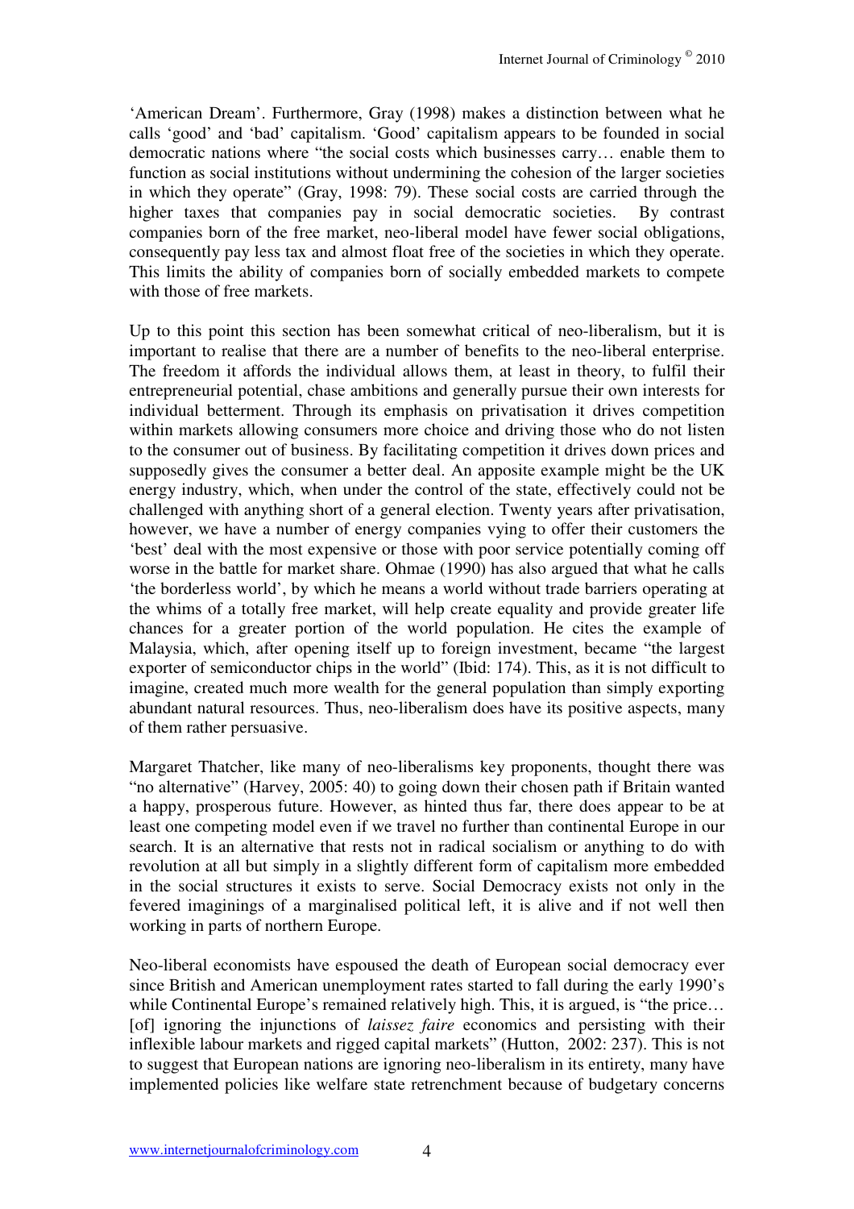'American Dream'. Furthermore, Gray (1998) makes a distinction between what he calls 'good' and 'bad' capitalism. 'Good' capitalism appears to be founded in social democratic nations where "the social costs which businesses carry… enable them to function as social institutions without undermining the cohesion of the larger societies in which they operate" (Gray, 1998: 79). These social costs are carried through the higher taxes that companies pay in social democratic societies. By contrast companies born of the free market, neo-liberal model have fewer social obligations, consequently pay less tax and almost float free of the societies in which they operate. This limits the ability of companies born of socially embedded markets to compete with those of free markets.

Up to this point this section has been somewhat critical of neo-liberalism, but it is important to realise that there are a number of benefits to the neo-liberal enterprise. The freedom it affords the individual allows them, at least in theory, to fulfil their entrepreneurial potential, chase ambitions and generally pursue their own interests for individual betterment. Through its emphasis on privatisation it drives competition within markets allowing consumers more choice and driving those who do not listen to the consumer out of business. By facilitating competition it drives down prices and supposedly gives the consumer a better deal. An apposite example might be the UK energy industry, which, when under the control of the state, effectively could not be challenged with anything short of a general election. Twenty years after privatisation, however, we have a number of energy companies vying to offer their customers the 'best' deal with the most expensive or those with poor service potentially coming off worse in the battle for market share. Ohmae (1990) has also argued that what he calls 'the borderless world', by which he means a world without trade barriers operating at the whims of a totally free market, will help create equality and provide greater life chances for a greater portion of the world population. He cites the example of Malaysia, which, after opening itself up to foreign investment, became "the largest exporter of semiconductor chips in the world" (Ibid: 174). This, as it is not difficult to imagine, created much more wealth for the general population than simply exporting abundant natural resources. Thus, neo-liberalism does have its positive aspects, many of them rather persuasive.

Margaret Thatcher, like many of neo-liberalisms key proponents, thought there was "no alternative" (Harvey, 2005: 40) to going down their chosen path if Britain wanted a happy, prosperous future. However, as hinted thus far, there does appear to be at least one competing model even if we travel no further than continental Europe in our search. It is an alternative that rests not in radical socialism or anything to do with revolution at all but simply in a slightly different form of capitalism more embedded in the social structures it exists to serve. Social Democracy exists not only in the fevered imaginings of a marginalised political left, it is alive and if not well then working in parts of northern Europe.

Neo-liberal economists have espoused the death of European social democracy ever since British and American unemployment rates started to fall during the early 1990's while Continental Europe's remained relatively high. This, it is argued, is "the price… [of] ignoring the injunctions of *laissez faire* economics and persisting with their inflexible labour markets and rigged capital markets" (Hutton, 2002: 237). This is not to suggest that European nations are ignoring neo-liberalism in its entirety, many have implemented policies like welfare state retrenchment because of budgetary concerns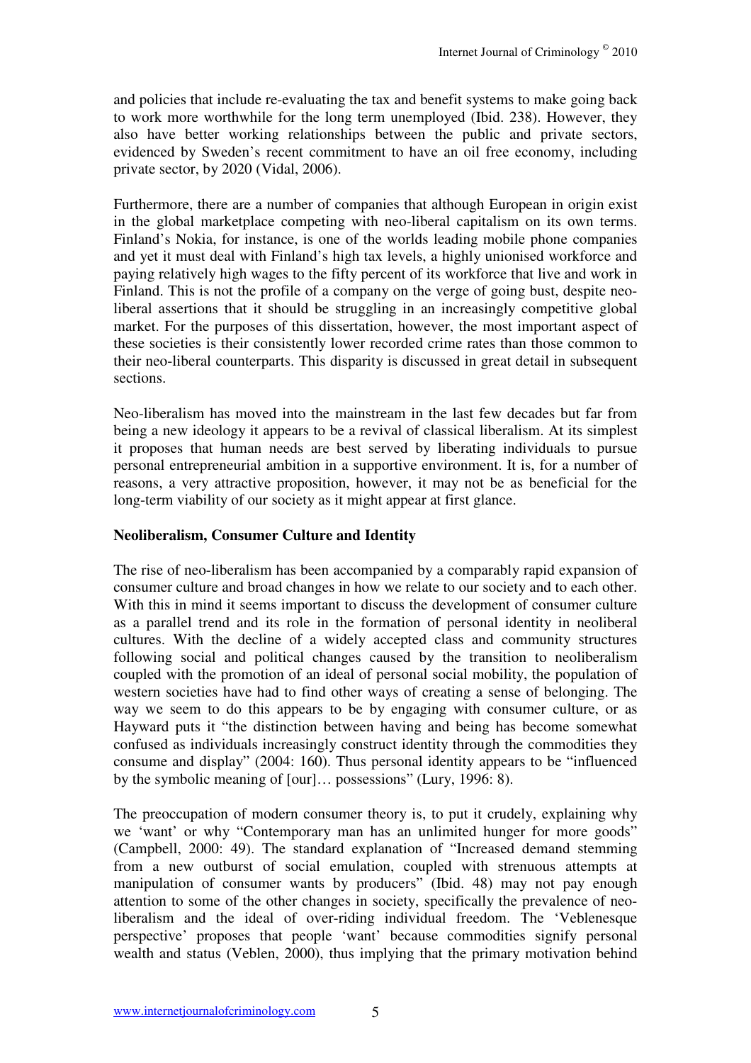and policies that include re-evaluating the tax and benefit systems to make going back to work more worthwhile for the long term unemployed (Ibid. 238). However, they also have better working relationships between the public and private sectors, evidenced by Sweden's recent commitment to have an oil free economy, including private sector, by 2020 (Vidal, 2006).

Furthermore, there are a number of companies that although European in origin exist in the global marketplace competing with neo-liberal capitalism on its own terms. Finland's Nokia, for instance, is one of the worlds leading mobile phone companies and yet it must deal with Finland's high tax levels, a highly unionised workforce and paying relatively high wages to the fifty percent of its workforce that live and work in Finland. This is not the profile of a company on the verge of going bust, despite neo-liberal assertions that it should be struggling in an increasingly competitive global market. For the purposes of this dissertation, however, the most important aspect of these societies is their consistently lower recorded crime rates than those common to their neo-liberal counterparts. This disparity is discussed in great detail in subsequent sections.

Neo-liberalism has moved into the mainstream in the last few decades but far from being a new ideology it appears to be a revival of classical liberalism. At its simplest it proposes that human needs are best served by liberating individuals to pursue personal entrepreneurial ambition in a supportive environment. It is, for a number of reasons, a very attractive proposition, however, it may not be as beneficial for the long-term viability of our society as it might appear at first glance.

**Neoliberalism, Consumer Culture and Identity**

The rise of neo-liberalism has been accompanied by a comparably rapid expansion of consumer culture and broad changes in how we relate to our society and to each other. With this in mind it seems important to discuss the development of consumer culture as a parallel trend and its role in the formation of personal identity in neoliberal cultures. With the decline of a widely accepted class and community structures following social and political changes caused by the transition to neoliberalism coupled with the promotion of an ideal of personal social mobility, the population of western societies have had to find other ways of creating a sense of belonging. The way we seem to do this appears to be by engaging with consumer culture, or as Hayward puts it "the distinction between having and being has become somewhat confused as individuals increasingly construct identity through the commodities they consume and display" (2004: 160). Thus personal identity appears to be "influenced by the symbolic meaning of [our]… possessions" (Lury, 1996: 8).

The preoccupation of modern consumer theory is, to put it crudely, explaining why we 'want' or why "Contemporary man has an unlimited hunger for more goods" (Campbell, 2000: 49). The standard explanation of "Increased demand stemming from a new outburst of social emulation, coupled with strenuous attempts at manipulation of consumer wants by producers" (Ibid. 48) may not pay enough attention to some of the other changes in society, specifically the prevalence of neo-liberalism and the ideal of over-riding individual freedom. The 'Veblenesque perspective' proposes that people 'want' because commodities signify personal wealth and status (Veblen, 2000), thus implying that the primary motivation behind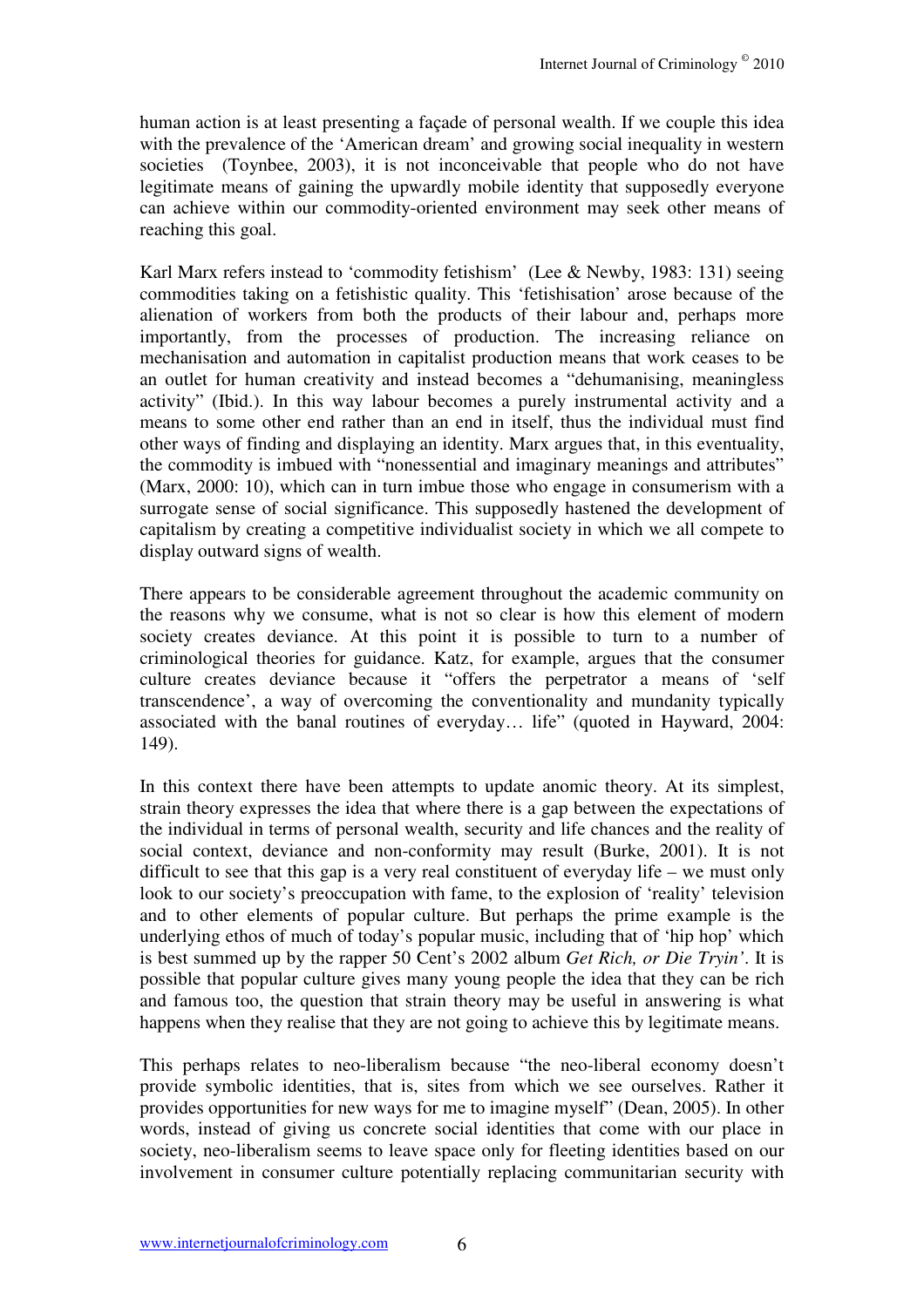human action is at least presenting a façade of personal wealth. If we couple this idea with the prevalence of the 'American dream' and growing social inequality in western societies (Toynbee, 2003), it is not inconceivable that people who do not have legitimate means of gaining the upwardly mobile identity that supposedly everyone can achieve within our commodity-oriented environment may seek other means of reaching this goal.

Karl Marx refers instead to 'commodity fetishism' (Lee & Newby, 1983: 131) seeing commodities taking on a fetishistic quality. This 'fetishisation' arose because of the alienation of workers from both the products of their labour and, perhaps more importantly, from the processes of production. The increasing reliance on mechanisation and automation in capitalist production means that work ceases to be an outlet for human creativity and instead becomes a "dehumanising, meaningless activity" (Ibid.). In this way labour becomes a purely instrumental activity and a means to some other end rather than an end in itself, thus the individual must find other ways of finding and displaying an identity. Marx argues that, in this eventuality, the commodity is imbued with "nonessential and imaginary meanings and attributes" (Marx, 2000: 10), which can in turn imbue those who engage in consumerism with a surrogate sense of social significance. This supposedly hastened the development of capitalism by creating a competitive individualist society in which we all compete to display outward signs of wealth.

There appears to be considerable agreement throughout the academic community on the reasons why we consume, what is not so clear is how this element of modern society creates deviance. At this point it is possible to turn to a number of criminological theories for guidance. Katz, for example, argues that the consumer culture creates deviance because it "offers the perpetrator a means of 'self transcendence', a way of overcoming the conventionality and mundanity typically associated with the banal routines of everyday… life" (quoted in Hayward, 2004: 149).

In this context there have been attempts to update anomic theory. At its simplest, strain theory expresses the idea that where there is a gap between the expectations of the individual in terms of personal wealth, security and life chances and the reality of social context, deviance and non-conformity may result (Burke, 2001). It is not difficult to see that this gap is a very real constituent of everyday life – we must only look to our society's preoccupation with fame, to the explosion of 'reality' television and to other elements of popular culture. But perhaps the prime example is the underlying ethos of much of today's popular music, including that of 'hip hop' which is best summed up by the rapper 50 Cent's 2002 album *Get Rich, or Die Tryin'*. It is possible that popular culture gives many young people the idea that they can be rich and famous too, the question that strain theory may be useful in answering is what happens when they realise that they are not going to achieve this by legitimate means.

This perhaps relates to neo-liberalism because "the neo-liberal economy doesn't provide symbolic identities, that is, sites from which we see ourselves. Rather it provides opportunities for new ways for me to imagine myself" (Dean, 2005). In other words, instead of giving us concrete social identities that come with our place in society, neo-liberalism seems to leave space only for fleeting identities based on our involvement in consumer culture potentially replacing communitarian security with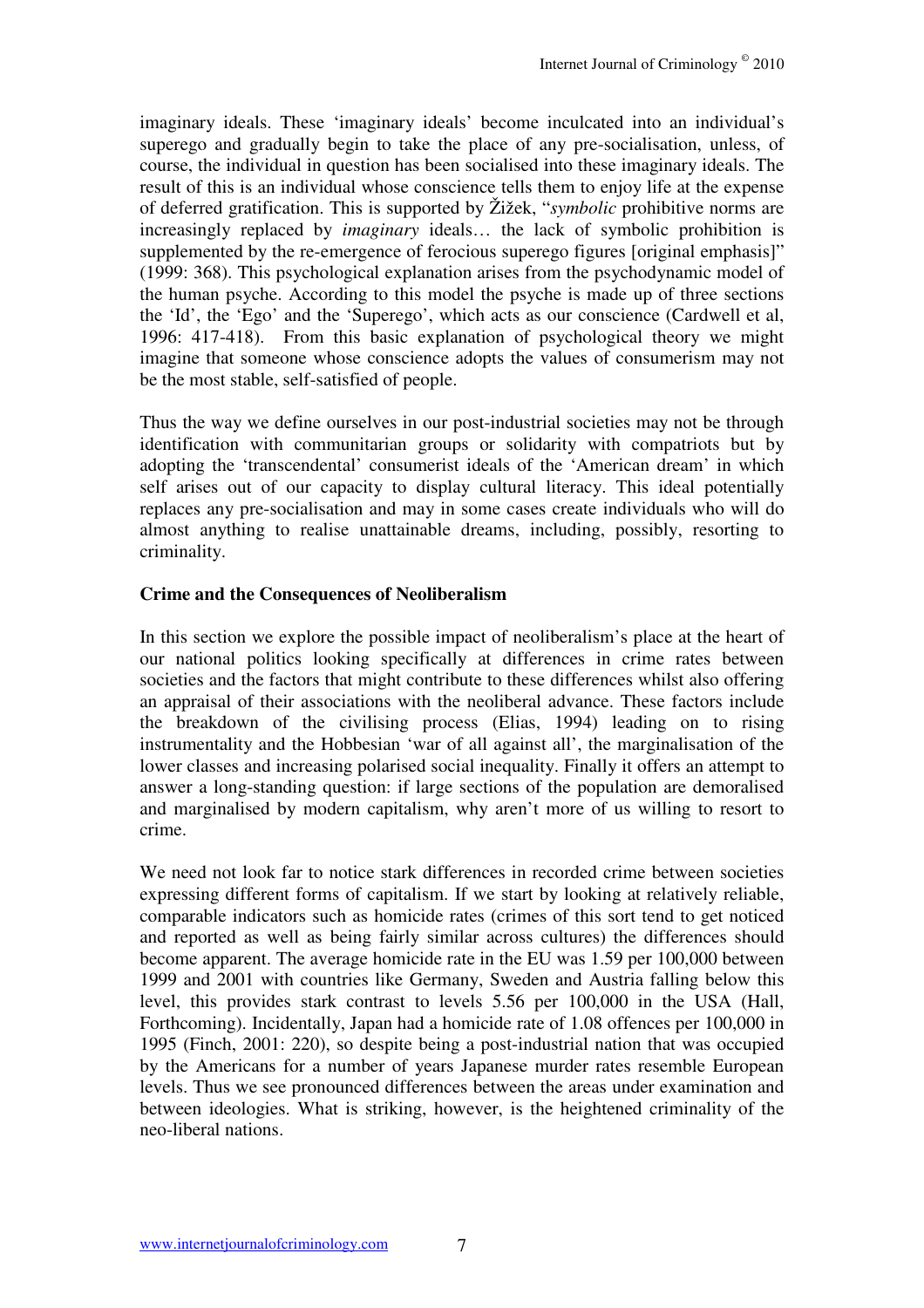imaginary ideals. These 'imaginary ideals' become inculcated into an individual's superego and gradually begin to take the place of any pre-socialisation, unless, of course, the individual in question has been socialised into these imaginary ideals. The result of this is an individual whose conscience tells them to enjoy life at the expense of deferred gratification. This is supported by Žižek, "*symbolic* prohibitive norms are increasingly replaced by *imaginary* ideals… the lack of symbolic prohibition is supplemented by the re-emergence of ferocious superego figures [original emphasis]" (1999: 368). This psychological explanation arises from the psychodynamic model of the human psyche. According to this model the psyche is made up of three sections the 'Id', the 'Ego' and the 'Superego', which acts as our conscience (Cardwell et al, 1996: 417-418). From this basic explanation of psychological theory we might imagine that someone whose conscience adopts the values of consumerism may not be the most stable, self-satisfied of people.

Thus the way we define ourselves in our post-industrial societies may not be through identification with communitarian groups or solidarity with compatriots but by adopting the 'transcendental' consumerist ideals of the 'American dream' in which self arises out of our capacity to display cultural literacy. This ideal potentially replaces any pre-socialisation and may in some cases create individuals who will do almost anything to realise unattainable dreams, including, possibly, resorting to criminality.

**Crime and the Consequences of Neoliberalism**

In this section we explore the possible impact of neoliberalism's place at the heart of our national politics looking specifically at differences in crime rates between societies and the factors that might contribute to these differences whilst also offering an appraisal of their associations with the neoliberal advance. These factors include the breakdown of the civilising process (Elias, 1994) leading on to rising instrumentality and the Hobbesian 'war of all against all', the marginalisation of the lower classes and increasing polarised social inequality. Finally it offers an attempt to answer a long-standing question: if large sections of the population are demoralised and marginalised by modern capitalism, why aren't more of us willing to resort to crime.

We need not look far to notice stark differences in recorded crime between societies expressing different forms of capitalism. If we start by looking at relatively reliable, comparable indicators such as homicide rates (crimes of this sort tend to get noticed and reported as well as being fairly similar across cultures) the differences should become apparent. The average homicide rate in the EU was 1.59 per 100,000 between 1999 and 2001 with countries like Germany, Sweden and Austria falling below this level, this provides stark contrast to levels 5.56 per 100,000 in the USA (Hall, Forthcoming). Incidentally, Japan had a homicide rate of 1.08 offences per 100,000 in 1995 (Finch, 2001: 220), so despite being a post-industrial nation that was occupied by the Americans for a number of years Japanese murder rates resemble European levels. Thus we see pronounced differences between the areas under examination and between ideologies. What is striking, however, is the heightened criminality of the neo-liberal nations.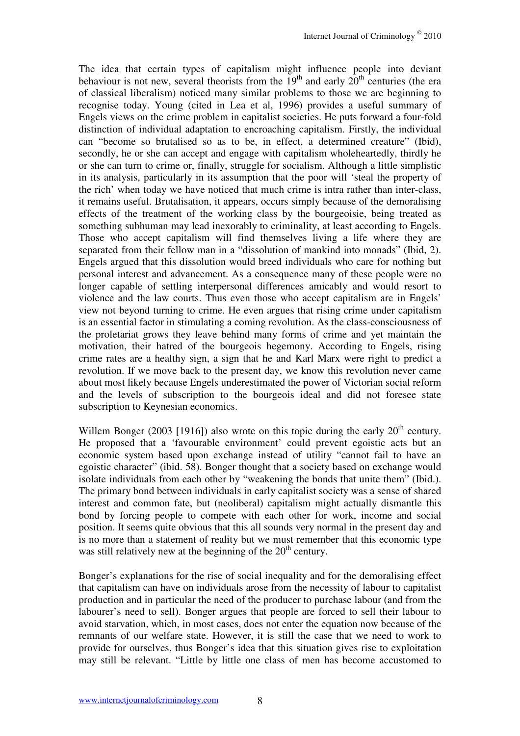The idea that certain types of capitalism might influence people into deviant behaviour is not new, several theorists from the 19th and early 20th centuries (the era of classical liberalism) noticed many similar problems to those we are beginning to recognise today. Young (cited in Lea et al, 1996) provides a useful summary of Engels views on the crime problem in capitalist societies. He puts forward a four-fold distinction of individual adaptation to encroaching capitalism. Firstly, the individual can "become so brutalised so as to be, in effect, a determined creature" (Ibid), secondly, he or she can accept and engage with capitalism wholeheartedly, thirdly he or she can turn to crime or, finally, struggle for socialism. Although a little simplistic in its analysis, particularly in its assumption that the poor will 'steal the property of the rich' when today we have noticed that much crime is intra rather than inter-class, it remains useful. Brutalisation, it appears, occurs simply because of the demoralising effects of the treatment of the working class by the bourgeoisie, being treated as something subhuman may lead inexorably to criminality, at least according to Engels. Those who accept capitalism will find themselves living a life where they are separated from their fellow man in a "dissolution of mankind into monads" (Ibid, 2). Engels argued that this dissolution would breed individuals who care for nothing but personal interest and advancement. As a consequence many of these people were no longer capable of settling interpersonal differences amicably and would resort to violence and the law courts. Thus even those who accept capitalism are in Engels' view not beyond turning to crime. He even argues that rising crime under capitalism is an essential factor in stimulating a coming revolution. As the class-consciousness of the proletariat grows they leave behind many forms of crime and yet maintain the motivation, their hatred of the bourgeois hegemony. According to Engels, rising crime rates are a healthy sign, a sign that he and Karl Marx were right to predict a revolution. If we move back to the present day, we know this revolution never came about most likely because Engels underestimated the power of Victorian social reform and the levels of subscription to the bourgeois ideal and did not foresee state subscription to Keynesian economics.

Willem Bonger (2003 [1916]) also wrote on this topic during the early 20th century. He proposed that a 'favourable environment' could prevent egoistic acts but an economic system based upon exchange instead of utility "cannot fail to have an egoistic character" (ibid. 58). Bonger thought that a society based on exchange would isolate individuals from each other by "weakening the bonds that unite them" (Ibid.). The primary bond between individuals in early capitalist society was a sense of shared interest and common fate, but (neoliberal) capitalism might actually dismantle this bond by forcing people to compete with each other for work, income and social position. It seems quite obvious that this all sounds very normal in the present day and is no more than a statement of reality but we must remember that this economic type was still relatively new at the beginning of the 20th century.

Bonger's explanations for the rise of social inequality and for the demoralising effect that capitalism can have on individuals arose from the necessity of labour to capitalist production and in particular the need of the producer to purchase labour (and from the labourer's need to sell). Bonger argues that people are forced to sell their labour to avoid starvation, which, in most cases, does not enter the equation now because of the remnants of our welfare state. However, it is still the case that we need to work to provide for ourselves, thus Bonger's idea that this situation gives rise to exploitation may still be relevant. "Little by little one class of men has become accustomed to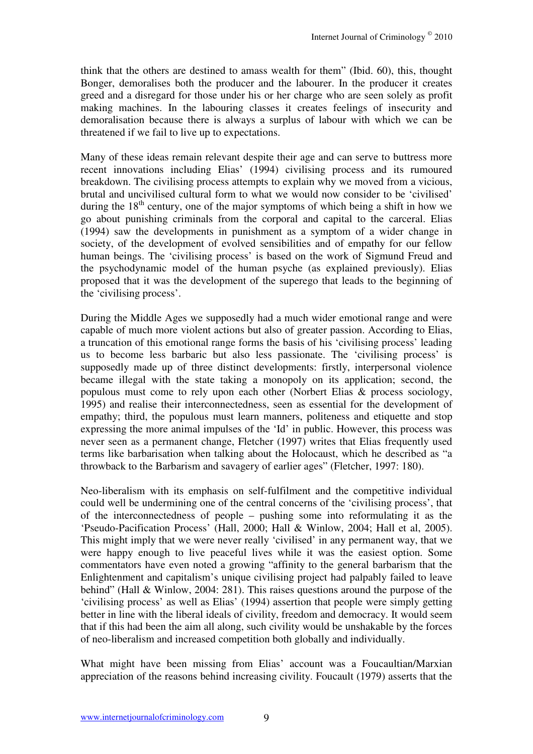think that the others are destined to amass wealth for them" (Ibid. 60), this, thought Bonger, demoralises both the producer and the labourer. In the producer it creates greed and a disregard for those under his or her charge who are seen solely as profit making machines. In the labouring classes it creates feelings of insecurity and demoralisation because there is always a surplus of labour with which we can be threatened if we fail to live up to expectations.

Many of these ideas remain relevant despite their age and can serve to buttress more recent innovations including Elias' (1994) civilising process and its rumoured breakdown. The civilising process attempts to explain why we moved from a vicious, brutal and uncivilised cultural form to what we would now consider to be 'civilised' during the 18th century, one of the major symptoms of which being a shift in how we go about punishing criminals from the corporal and capital to the carceral. Elias (1994) saw the developments in punishment as a symptom of a wider change in society, of the development of evolved sensibilities and of empathy for our fellow human beings. The 'civilising process' is based on the work of Sigmund Freud and the psychodynamic model of the human psyche (as explained previously). Elias proposed that it was the development of the superego that leads to the beginning of the 'civilising process'.

During the Middle Ages we supposedly had a much wider emotional range and were capable of much more violent actions but also of greater passion. According to Elias, a truncation of this emotional range forms the basis of his 'civilising process' leading us to become less barbaric but also less passionate. The 'civilising process' is supposedly made up of three distinct developments: firstly, interpersonal violence became illegal with the state taking a monopoly on its application; second, the populous must come to rely upon each other (Norbert Elias & process sociology, 1995) and realise their interconnectedness, seen as essential for the development of empathy; third, the populous must learn manners, politeness and etiquette and stop expressing the more animal impulses of the 'Id' in public. However, this process was never seen as a permanent change, Fletcher (1997) writes that Elias frequently used terms like barbarisation when talking about the Holocaust, which he described as "a throwback to the Barbarism and savagery of earlier ages" (Fletcher, 1997: 180).

Neo-liberalism with its emphasis on self-fulfilment and the competitive individual could well be undermining one of the central concerns of the 'civilising process', that of the interconnectedness of people – pushing some into reformulating it as the 'Pseudo-Pacification Process' (Hall, 2000; Hall & Winlow, 2004; Hall et al, 2005). This might imply that we were never really 'civilised' in any permanent way, that we were happy enough to live peaceful lives while it was the easiest option. Some commentators have even noted a growing "affinity to the general barbarism that the Enlightenment and capitalism's unique civilising project had palpably failed to leave behind" (Hall & Winlow, 2004: 281). This raises questions around the purpose of the 'civilising process' as well as Elias' (1994) assertion that people were simply getting better in line with the liberal ideals of civility, freedom and democracy. It would seem that if this had been the aim all along, such civility would be unshakable by the forces of neo-liberalism and increased competition both globally and individually.

What might have been missing from Elias' account was a Foucaultian/Marxian appreciation of the reasons behind increasing civility. Foucault (1979) asserts that the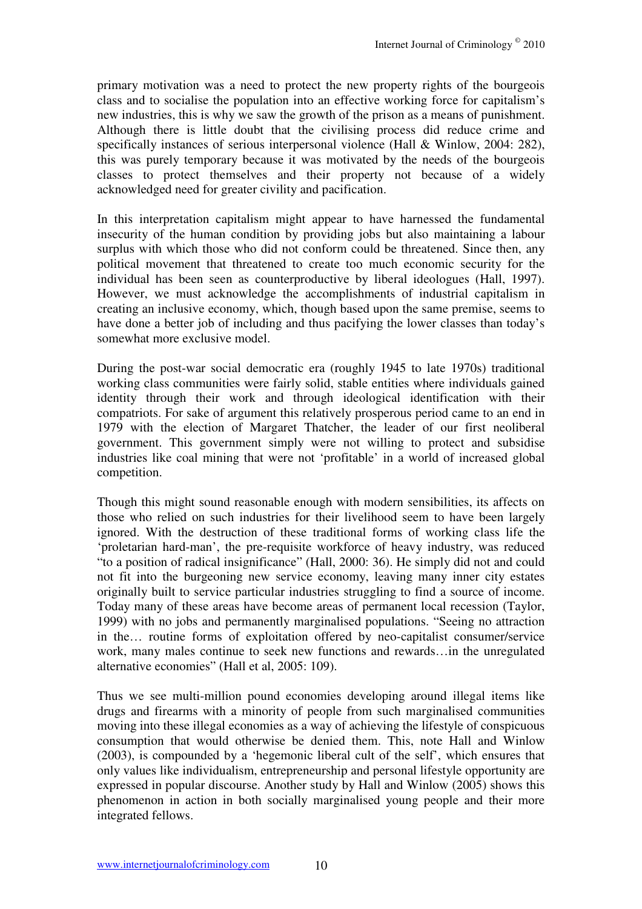primary motivation was a need to protect the new property rights of the bourgeois class and to socialise the population into an effective working force for capitalism's new industries, this is why we saw the growth of the prison as a means of punishment. Although there is little doubt that the civilising process did reduce crime and specifically instances of serious interpersonal violence (Hall & Winlow, 2004: 282), this was purely temporary because it was motivated by the needs of the bourgeois classes to protect themselves and their property not because of a widely acknowledged need for greater civility and pacification.

In this interpretation capitalism might appear to have harnessed the fundamental insecurity of the human condition by providing jobs but also maintaining a labour surplus with which those who did not conform could be threatened. Since then, any political movement that threatened to create too much economic security for the individual has been seen as counterproductive by liberal ideologues (Hall, 1997). However, we must acknowledge the accomplishments of industrial capitalism in creating an inclusive economy, which, though based upon the same premise, seems to have done a better job of including and thus pacifying the lower classes than today's somewhat more exclusive model.

During the post-war social democratic era (roughly 1945 to late 1970s) traditional working class communities were fairly solid, stable entities where individuals gained identity through their work and through ideological identification with their compatriots. For sake of argument this relatively prosperous period came to an end in 1979 with the election of Margaret Thatcher, the leader of our first neoliberal government. This government simply were not willing to protect and subsidise industries like coal mining that were not 'profitable' in a world of increased global competition.

Though this might sound reasonable enough with modern sensibilities, its affects on those who relied on such industries for their livelihood seem to have been largely ignored. With the destruction of these traditional forms of working class life the 'proletarian hard-man', the pre-requisite workforce of heavy industry, was reduced "to a position of radical insignificance" (Hall, 2000: 36). He simply did not and could not fit into the burgeoning new service economy, leaving many inner city estates originally built to service particular industries struggling to find a source of income. Today many of these areas have become areas of permanent local recession (Taylor, 1999) with no jobs and permanently marginalised populations. "Seeing no attraction in the… routine forms of exploitation offered by neo-capitalist consumer/service work, many males continue to seek new functions and rewards…in the unregulated alternative economies" (Hall et al, 2005: 109).

Thus we see multi-million pound economies developing around illegal items like drugs and firearms with a minority of people from such marginalised communities moving into these illegal economies as a way of achieving the lifestyle of conspicuous consumption that would otherwise be denied them. This, note Hall and Winlow (2003), is compounded by a 'hegemonic liberal cult of the self', which ensures that only values like individualism, entrepreneurship and personal lifestyle opportunity are expressed in popular discourse. Another study by Hall and Winlow (2005) shows this phenomenon in action in both socially marginalised young people and their more integrated fellows.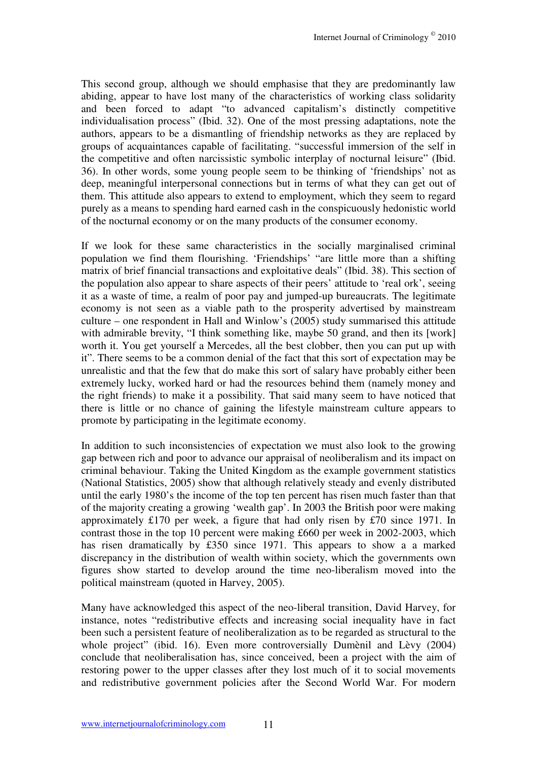This second group, although we should emphasise that they are predominantly law abiding, appear to have lost many of the characteristics of working class solidarity and been forced to adapt "to advanced capitalism's distinctly competitive individualisation process" (Ibid. 32). One of the most pressing adaptations, note the authors, appears to be a dismantling of friendship networks as they are replaced by groups of acquaintances capable of facilitating. "successful immersion of the self in the competitive and often narcissistic symbolic interplay of nocturnal leisure" (Ibid. 36). In other words, some young people seem to be thinking of 'friendships' not as deep, meaningful interpersonal connections but in terms of what they can get out of them. This attitude also appears to extend to employment, which they seem to regard purely as a means to spending hard earned cash in the conspicuously hedonistic world of the nocturnal economy or on the many products of the consumer economy.

If we look for these same characteristics in the socially marginalised criminal population we find them flourishing. 'Friendships' "are little more than a shifting matrix of brief financial transactions and exploitative deals" (Ibid. 38). This section of the population also appear to share aspects of their peers' attitude to 'real ork', seeing it as a waste of time, a realm of poor pay and jumped-up bureaucrats. The legitimate economy is not seen as a viable path to the prosperity advertised by mainstream culture – one respondent in Hall and Winlow's (2005) study summarised this attitude with admirable brevity, "I think something like, maybe 50 grand, and then its [work] worth it. You get yourself a Mercedes, all the best clobber, then you can put up with it". There seems to be a common denial of the fact that this sort of expectation may be unrealistic and that the few that do make this sort of salary have probably either been extremely lucky, worked hard or had the resources behind them (namely money and the right friends) to make it a possibility. That said many seem to have noticed that there is little or no chance of gaining the lifestyle mainstream culture appears to promote by participating in the legitimate economy.

In addition to such inconsistencies of expectation we must also look to the growing gap between rich and poor to advance our appraisal of neoliberalism and its impact on criminal behaviour. Taking the United Kingdom as the example government statistics (National Statistics, 2005) show that although relatively steady and evenly distributed until the early 1980's the income of the top ten percent has risen much faster than that of the majority creating a growing 'wealth gap'. In 2003 the British poor were making approximately £170 per week, a figure that had only risen by £70 since 1971. In contrast those in the top 10 percent were making £660 per week in 2002-2003, which has risen dramatically by £350 since 1971. This appears to show a a marked discrepancy in the distribution of wealth within society, which the governments own figures show started to develop around the time neo-liberalism moved into the political mainstream (quoted in Harvey, 2005).

Many have acknowledged this aspect of the neo-liberal transition, David Harvey, for instance, notes "redistributive effects and increasing social inequality have in fact been such a persistent feature of neoliberalization as to be regarded as structural to the whole project" (ibid. 16). Even more controversially Dumènil and Lèvy (2004) conclude that neoliberalisation has, since conceived, been a project with the aim of restoring power to the upper classes after they lost much of it to social movements and redistributive government policies after the Second World War. For modern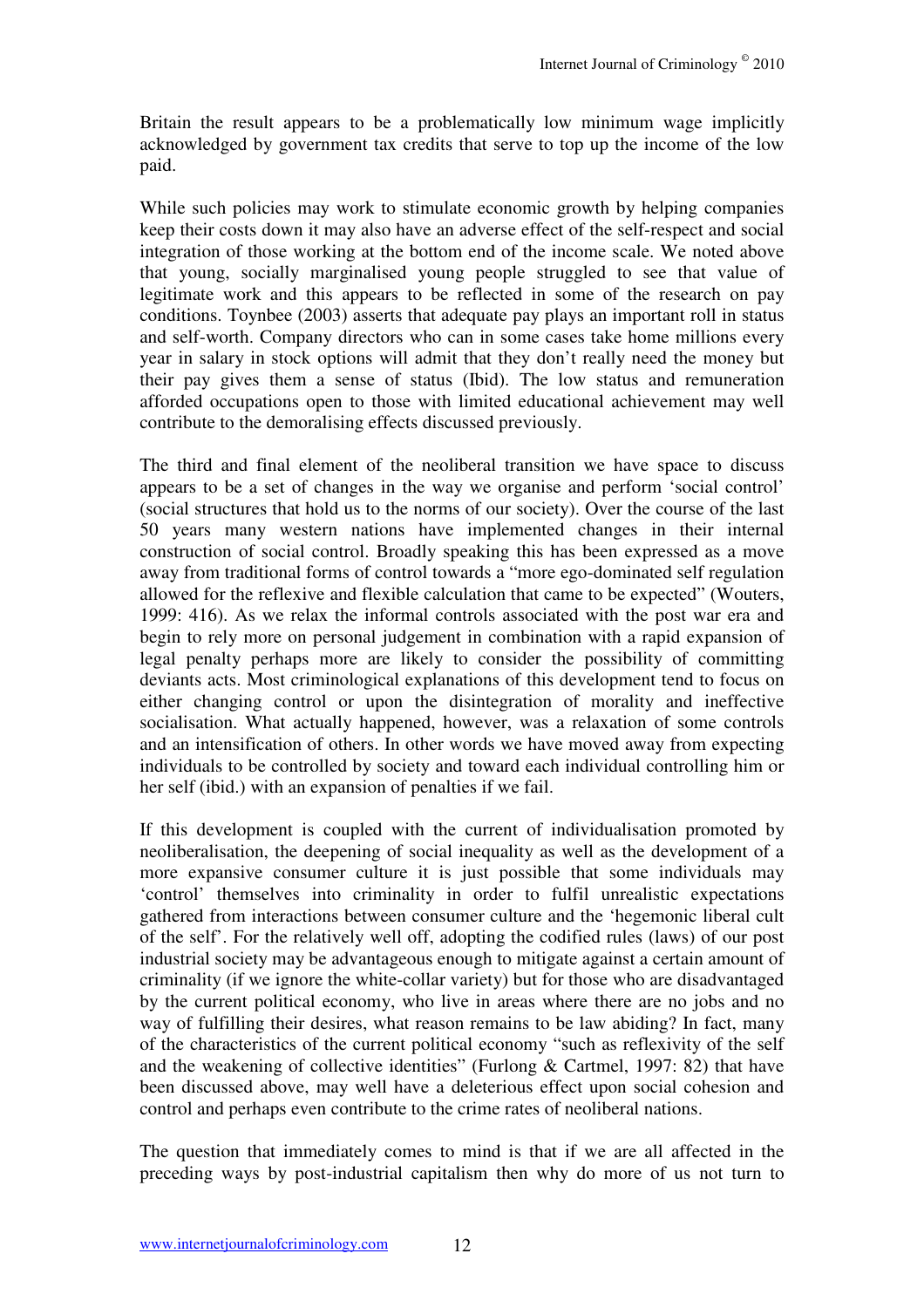Britain the result appears to be a problematically low minimum wage implicitly acknowledged by government tax credits that serve to top up the income of the low paid.

While such policies may work to stimulate economic growth by helping companies keep their costs down it may also have an adverse effect of the self-respect and social integration of those working at the bottom end of the income scale. We noted above that young, socially marginalised young people struggled to see that value of legitimate work and this appears to be reflected in some of the research on pay conditions. Toynbee (2003) asserts that adequate pay plays an important roll in status and self-worth. Company directors who can in some cases take home millions every year in salary in stock options will admit that they don't really need the money but their pay gives them a sense of status (Ibid). The low status and remuneration afforded occupations open to those with limited educational achievement may well contribute to the demoralising effects discussed previously.

The third and final element of the neoliberal transition we have space to discuss appears to be a set of changes in the way we organise and perform 'social control' (social structures that hold us to the norms of our society). Over the course of the last 50 years many western nations have implemented changes in their internal construction of social control. Broadly speaking this has been expressed as a move away from traditional forms of control towards a "more ego-dominated self regulation allowed for the reflexive and flexible calculation that came to be expected" (Wouters, 1999: 416). As we relax the informal controls associated with the post war era and begin to rely more on personal judgement in combination with a rapid expansion of legal penalty perhaps more are likely to consider the possibility of committing deviants acts. Most criminological explanations of this development tend to focus on either changing control or upon the disintegration of morality and ineffective socialisation. What actually happened, however, was a relaxation of some controls and an intensification of others. In other words we have moved away from expecting individuals to be controlled by society and toward each individual controlling him or her self (ibid.) with an expansion of penalties if we fail.

If this development is coupled with the current of individualisation promoted by neoliberalisation, the deepening of social inequality as well as the development of a more expansive consumer culture it is just possible that some individuals may 'control' themselves into criminality in order to fulfil unrealistic expectations gathered from interactions between consumer culture and the 'hegemonic liberal cult of the self'. For the relatively well off, adopting the codified rules (laws) of our post industrial society may be advantageous enough to mitigate against a certain amount of criminality (if we ignore the white-collar variety) but for those who are disadvantaged by the current political economy, who live in areas where there are no jobs and no way of fulfilling their desires, what reason remains to be law abiding? In fact, many of the characteristics of the current political economy "such as reflexivity of the self and the weakening of collective identities" (Furlong & Cartmel, 1997: 82) that have been discussed above, may well have a deleterious effect upon social cohesion and control and perhaps even contribute to the crime rates of neoliberal nations.

The question that immediately comes to mind is that if we are all affected in the preceding ways by post-industrial capitalism then why do more of us not turn to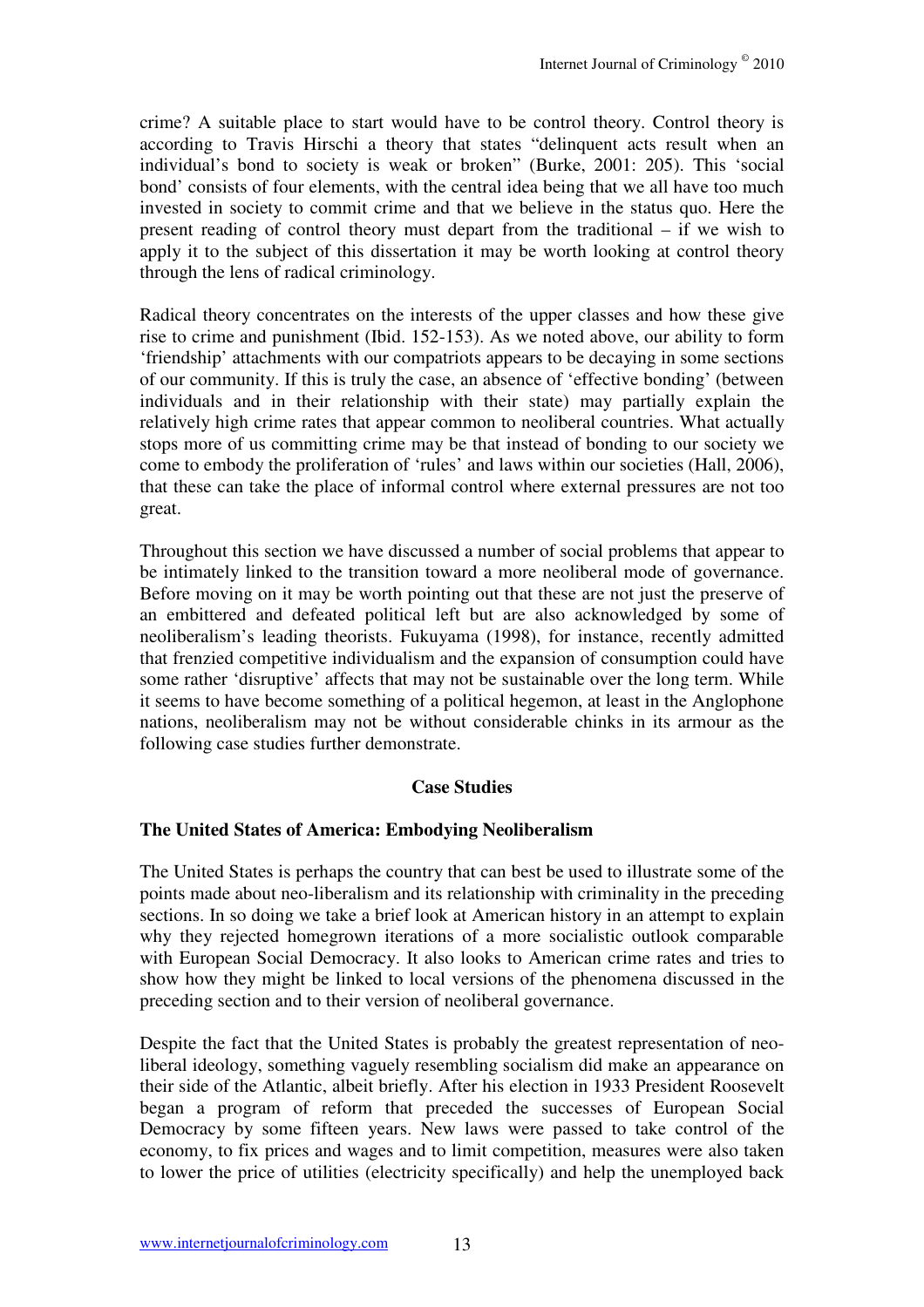crime? A suitable place to start would have to be control theory. Control theory is according to Travis Hirschi a theory that states "delinquent acts result when an individual's bond to society is weak or broken" (Burke, 2001: 205). This 'social bond' consists of four elements, with the central idea being that we all have too much invested in society to commit crime and that we believe in the status quo. Here the present reading of control theory must depart from the traditional – if we wish to apply it to the subject of this dissertation it may be worth looking at control theory through the lens of radical criminology.

Radical theory concentrates on the interests of the upper classes and how these give rise to crime and punishment (Ibid. 152-153). As we noted above, our ability to form 'friendship' attachments with our compatriots appears to be decaying in some sections of our community. If this is truly the case, an absence of 'effective bonding' (between individuals and in their relationship with their state) may partially explain the relatively high crime rates that appear common to neoliberal countries. What actually stops more of us committing crime may be that instead of bonding to our society we come to embody the proliferation of 'rules' and laws within our societies (Hall, 2006), that these can take the place of informal control where external pressures are not too great.

Throughout this section we have discussed a number of social problems that appear to be intimately linked to the transition toward a more neoliberal mode of governance. Before moving on it may be worth pointing out that these are not just the preserve of an embittered and defeated political left but are also acknowledged by some of neoliberalism's leading theorists. Fukuyama (1998), for instance, recently admitted that frenzied competitive individualism and the expansion of consumption could have some rather 'disruptive' affects that may not be sustainable over the long term. While it seems to have become something of a political hegemon, at least in the Anglophone nations, neoliberalism may not be without considerable chinks in its armour as the following case studies further demonstrate.

## Case Studies

### The United States of America: Embodying Neoliberalism

The United States is perhaps the country that can best be used to illustrate some of the points made about neo-liberalism and its relationship with criminality in the preceding sections. In so doing we take a brief look at American history in an attempt to explain why they rejected homegrown iterations of a more socialistic outlook comparable with European Social Democracy. It also looks to American crime rates and tries to show how they might be linked to local versions of the phenomena discussed in the preceding section and to their version of neoliberal governance.

Despite the fact that the United States is probably the greatest representation of neo-liberal ideology, something vaguely resembling socialism did make an appearance on their side of the Atlantic, albeit briefly. After his election in 1933 President Roosevelt began a program of reform that preceded the successes of European Social Democracy by some fifteen years. New laws were passed to take control of the economy, to fix prices and wages and to limit competition, measures were also taken to lower the price of utilities (electricity specifically) and help the unemployed back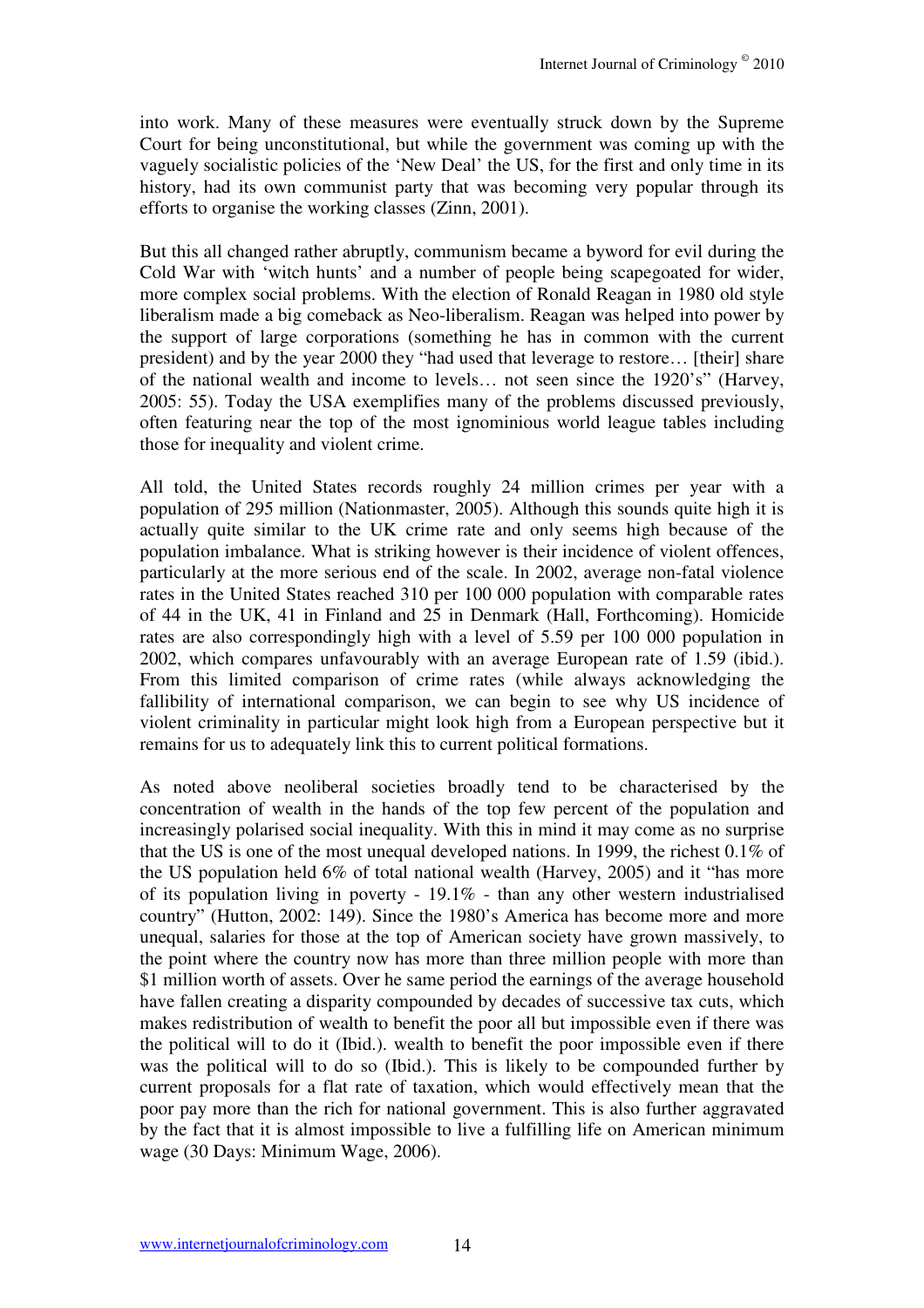into work. Many of these measures were eventually struck down by the Supreme Court for being unconstitutional, but while the government was coming up with the vaguely socialistic policies of the 'New Deal' the US, for the first and only time in its history, had its own communist party that was becoming very popular through its efforts to organise the working classes (Zinn, 2001).

But this all changed rather abruptly, communism became a byword for evil during the Cold War with 'witch hunts' and a number of people being scapegoated for wider, more complex social problems. With the election of Ronald Reagan in 1980 old style liberalism made a big comeback as Neo-liberalism. Reagan was helped into power by the support of large corporations (something he has in common with the current president) and by the year 2000 they "had used that leverage to restore… [their] share of the national wealth and income to levels… not seen since the 1920's" (Harvey, 2005: 55). Today the USA exemplifies many of the problems discussed previously, often featuring near the top of the most ignominious world league tables including those for inequality and violent crime.

All told, the United States records roughly 24 million crimes per year with a population of 295 million (Nationmaster, 2005). Although this sounds quite high it is actually quite similar to the UK crime rate and only seems high because of the population imbalance. What is striking however is their incidence of violent offences, particularly at the more serious end of the scale. In 2002, average non-fatal violence rates in the United States reached 310 per 100 000 population with comparable rates of 44 in the UK, 41 in Finland and 25 in Denmark (Hall, Forthcoming). Homicide rates are also correspondingly high with a level of 5.59 per 100 000 population in 2002, which compares unfavourably with an average European rate of 1.59 (ibid.). From this limited comparison of crime rates (while always acknowledging the fallibility of international comparison, we can begin to see why US incidence of violent criminality in particular might look high from a European perspective but it remains for us to adequately link this to current political formations.

As noted above neoliberal societies broadly tend to be characterised by the concentration of wealth in the hands of the top few percent of the population and increasingly polarised social inequality. With this in mind it may come as no surprise that the US is one of the most unequal developed nations. In 1999, the richest 0.1% of the US population held 6% of total national wealth (Harvey, 2005) and it "has more of its population living in poverty - 19.1% - than any other western industrialised country" (Hutton, 2002: 149). Since the 1980's America has become more and more unequal, salaries for those at the top of American society have grown massively, to the point where the country now has more than three million people with more than $1 million worth of assets. Over he same period the earnings of the average household have fallen creating a disparity compounded by decades of successive tax cuts, which makes redistribution of wealth to benefit the poor all but impossible even if there was the political will to do it (Ibid.). wealth to benefit the poor impossible even if there was the political will to do so (Ibid.). This is likely to be compounded further by current proposals for a flat rate of taxation, which would effectively mean that the poor pay more than the rich for national government. This is also further aggravated by the fact that it is almost impossible to live a fulfilling life on American minimum wage (30 Days: Minimum Wage, 2006).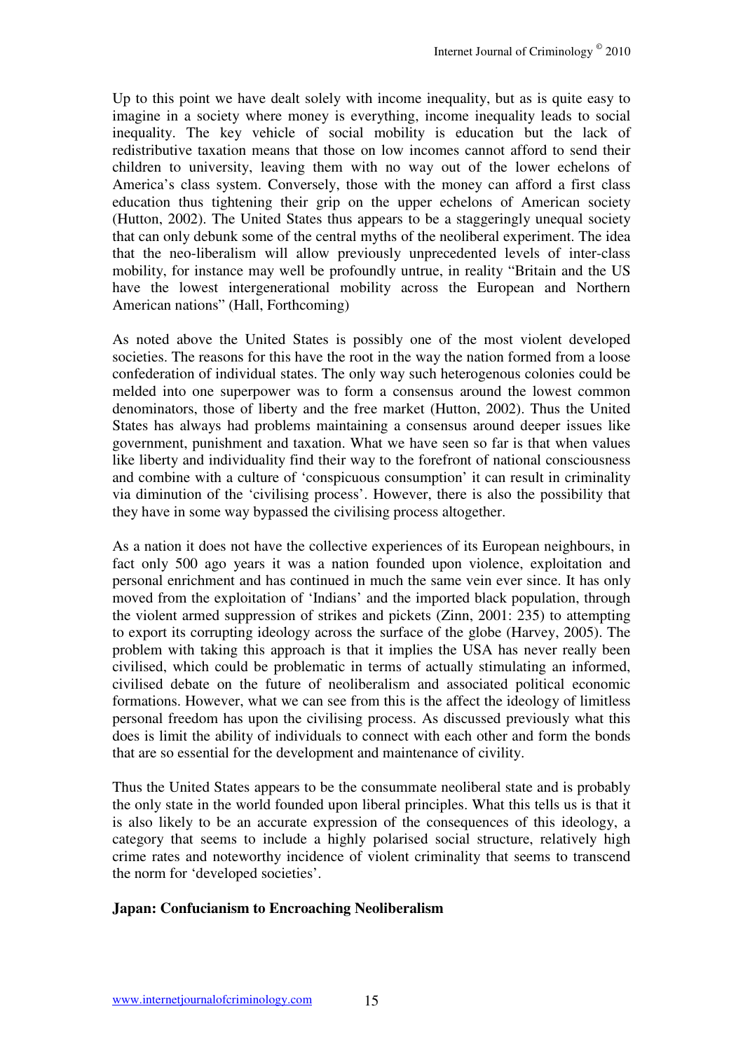Up to this point we have dealt solely with income inequality, but as is quite easy to imagine in a society where money is everything, income inequality leads to social inequality. The key vehicle of social mobility is education but the lack of redistributive taxation means that those on low incomes cannot afford to send their children to university, leaving them with no way out of the lower echelons of America's class system. Conversely, those with the money can afford a first class education thus tightening their grip on the upper echelons of American society (Hutton, 2002). The United States thus appears to be a staggeringly unequal society that can only debunk some of the central myths of the neoliberal experiment. The idea that the neo-liberalism will allow previously unprecedented levels of inter-class mobility, for instance may well be profoundly untrue, in reality "Britain and the US have the lowest intergenerational mobility across the European and Northern American nations" (Hall, Forthcoming)

As noted above the United States is possibly one of the most violent developed societies. The reasons for this have the root in the way the nation formed from a loose confederation of individual states. The only way such heterogenous colonies could be melded into one superpower was to form a consensus around the lowest common denominators, those of liberty and the free market (Hutton, 2002). Thus the United States has always had problems maintaining a consensus around deeper issues like government, punishment and taxation. What we have seen so far is that when values like liberty and individuality find their way to the forefront of national consciousness and combine with a culture of 'conspicuous consumption' it can result in criminality via diminution of the 'civilising process'. However, there is also the possibility that they have in some way bypassed the civilising process altogether.

As a nation it does not have the collective experiences of its European neighbours, in fact only 500 ago years it was a nation founded upon violence, exploitation and personal enrichment and has continued in much the same vein ever since. It has only moved from the exploitation of 'Indians' and the imported black population, through the violent armed suppression of strikes and pickets (Zinn, 2001: 235) to attempting to export its corrupting ideology across the surface of the globe (Harvey, 2005). The problem with taking this approach is that it implies the USA has never really been civilised, which could be problematic in terms of actually stimulating an informed, civilised debate on the future of neoliberalism and associated political economic formations. However, what we can see from this is the affect the ideology of limitless personal freedom has upon the civilising process. As discussed previously what this does is limit the ability of individuals to connect with each other and form the bonds that are so essential for the development and maintenance of civility.

Thus the United States appears to be the consummate neoliberal state and is probably the only state in the world founded upon liberal principles. What this tells us is that it is also likely to be an accurate expression of the consequences of this ideology, a category that seems to include a highly polarised social structure, relatively high crime rates and noteworthy incidence of violent criminality that seems to transcend the norm for 'developed societies'.

**Japan: Confucianism to Encroaching Neoliberalism**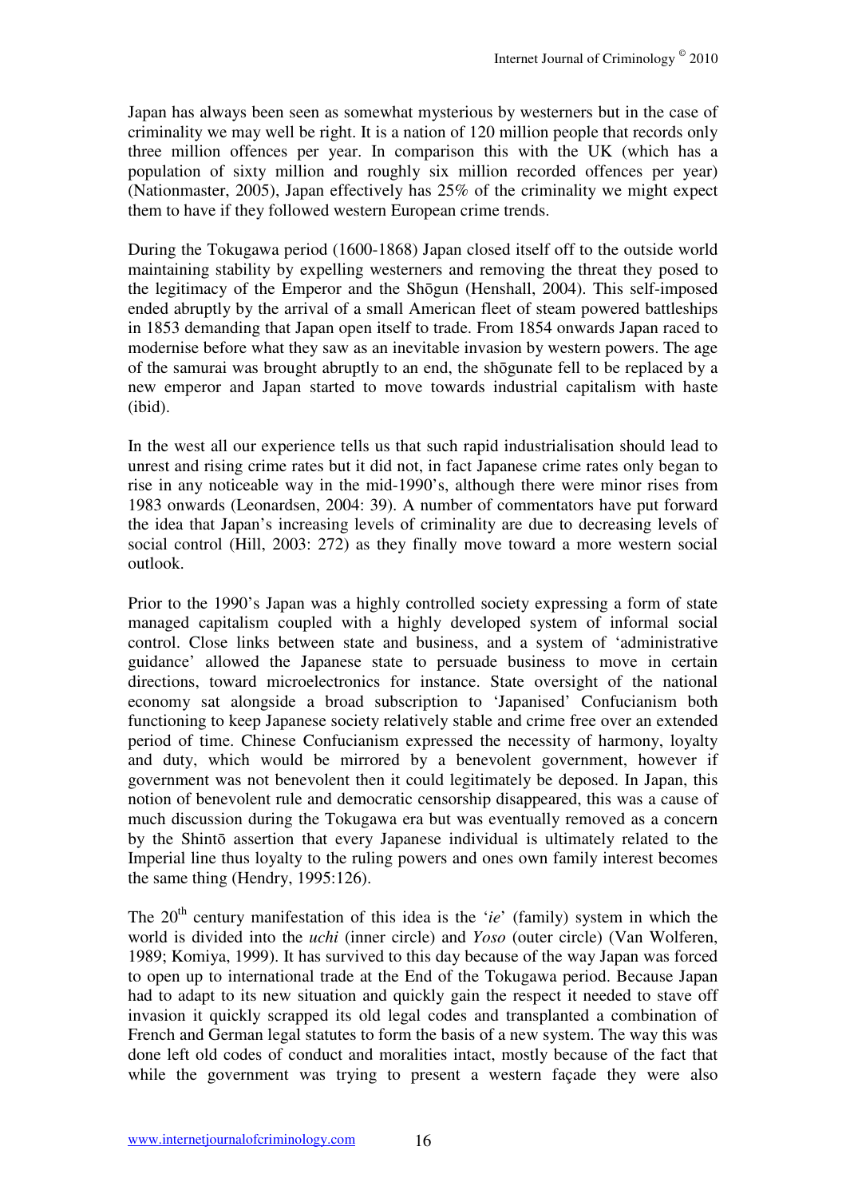Japan has always been seen as somewhat mysterious by westerners but in the case of criminality we may well be right. It is a nation of 120 million people that records only three million offences per year. In comparison this with the UK (which has a population of sixty million and roughly six million recorded offences per year) (Nationmaster, 2005), Japan effectively has 25% of the criminality we might expect them to have if they followed western European crime trends.

During the Tokugawa period (1600-1868) Japan closed itself off to the outside world maintaining stability by expelling westerners and removing the threat they posed to the legitimacy of the Emperor and the Shōgun (Henshall, 2004). This self-imposed ended abruptly by the arrival of a small American fleet of steam powered battleships in 1853 demanding that Japan open itself to trade. From 1854 onwards Japan raced to modernise before what they saw as an inevitable invasion by western powers. The age of the samurai was brought abruptly to an end, the shōgunate fell to be replaced by a new emperor and Japan started to move towards industrial capitalism with haste (ibid).

In the west all our experience tells us that such rapid industrialisation should lead to unrest and rising crime rates but it did not, in fact Japanese crime rates only began to rise in any noticeable way in the mid-1990's, although there were minor rises from 1983 onwards (Leonardsen, 2004: 39). A number of commentators have put forward the idea that Japan's increasing levels of criminality are due to decreasing levels of social control (Hill, 2003: 272) as they finally move toward a more western social outlook.

Prior to the 1990's Japan was a highly controlled society expressing a form of state managed capitalism coupled with a highly developed system of informal social control. Close links between state and business, and a system of 'administrative guidance' allowed the Japanese state to persuade business to move in certain directions, toward microelectronics for instance. State oversight of the national economy sat alongside a broad subscription to 'Japanised' Confucianism both functioning to keep Japanese society relatively stable and crime free over an extended period of time. Chinese Confucianism expressed the necessity of harmony, loyalty and duty, which would be mirrored by a benevolent government, however if government was not benevolent then it could legitimately be deposed. In Japan, this notion of benevolent rule and democratic censorship disappeared, this was a cause of much discussion during the Tokugawa era but was eventually removed as a concern by the Shintō assertion that every Japanese individual is ultimately related to the Imperial line thus loyalty to the ruling powers and ones own family interest becomes the same thing (Hendry, 1995:126).

The 20th century manifestation of this idea is the '*ie*' (family) system in which the world is divided into the *uchi* (inner circle) and *Yoso* (outer circle) (Van Wolferen, 1989; Komiya, 1999). It has survived to this day because of the way Japan was forced to open up to international trade at the End of the Tokugawa period. Because Japan had to adapt to its new situation and quickly gain the respect it needed to stave off invasion it quickly scrapped its old legal codes and transplanted a combination of French and German legal statutes to form the basis of a new system. The way this was done left old codes of conduct and moralities intact, mostly because of the fact that while the government was trying to present a western façade they were also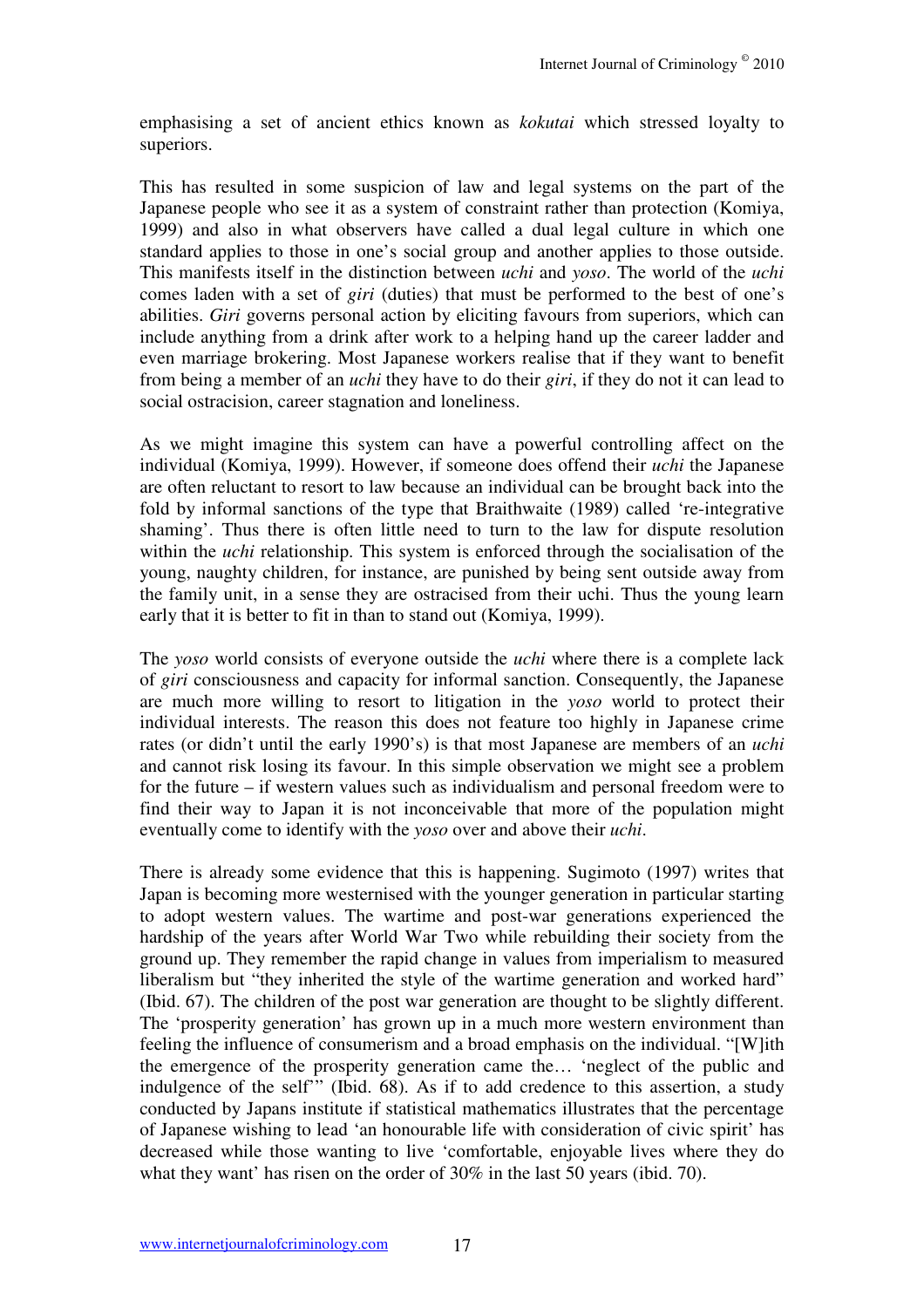emphasising a set of ancient ethics known as *kokutai* which stressed loyalty to superiors.

This has resulted in some suspicion of law and legal systems on the part of the Japanese people who see it as a system of constraint rather than protection (Komiya, 1999) and also in what observers have called a dual legal culture in which one standard applies to those in one's social group and another applies to those outside. This manifests itself in the distinction between *uchi* and *yoso*. The world of the *uchi* comes laden with a set of *giri* (duties) that must be performed to the best of one's abilities. *Giri* governs personal action by eliciting favours from superiors, which can include anything from a drink after work to a helping hand up the career ladder and even marriage brokering. Most Japanese workers realise that if they want to benefit from being a member of an *uchi* they have to do their *giri*, if they do not it can lead to social ostracision, career stagnation and loneliness.

As we might imagine this system can have a powerful controlling affect on the individual (Komiya, 1999). However, if someone does offend their *uchi* the Japanese are often reluctant to resort to law because an individual can be brought back into the fold by informal sanctions of the type that Braithwaite (1989) called 're-integrative shaming'. Thus there is often little need to turn to the law for dispute resolution within the *uchi* relationship. This system is enforced through the socialisation of the young, naughty children, for instance, are punished by being sent outside away from the family unit, in a sense they are ostracised from their uchi. Thus the young learn early that it is better to fit in than to stand out (Komiya, 1999).

The *yoso* world consists of everyone outside the *uchi* where there is a complete lack of *giri* consciousness and capacity for informal sanction. Consequently, the Japanese are much more willing to resort to litigation in the *yoso* world to protect their individual interests. The reason this does not feature too highly in Japanese crime rates (or didn't until the early 1990's) is that most Japanese are members of an *uchi* and cannot risk losing its favour. In this simple observation we might see a problem for the future – if western values such as individualism and personal freedom were to find their way to Japan it is not inconceivable that more of the population might eventually come to identify with the *yoso* over and above their *uchi*.

There is already some evidence that this is happening. Sugimoto (1997) writes that Japan is becoming more westernised with the younger generation in particular starting to adopt western values. The wartime and post-war generations experienced the hardship of the years after World War Two while rebuilding their society from the ground up. They remember the rapid change in values from imperialism to measured liberalism but "they inherited the style of the wartime generation and worked hard" (Ibid. 67). The children of the post war generation are thought to be slightly different. The 'prosperity generation' has grown up in a much more western environment than feeling the influence of consumerism and a broad emphasis on the individual. "[W]ith the emergence of the prosperity generation came the… 'neglect of the public and indulgence of the self'" (Ibid. 68). As if to add credence to this assertion, a study conducted by Japans institute if statistical mathematics illustrates that the percentage of Japanese wishing to lead 'an honourable life with consideration of civic spirit' has decreased while those wanting to live 'comfortable, enjoyable lives where they do what they want' has risen on the order of 30% in the last 50 years (ibid. 70).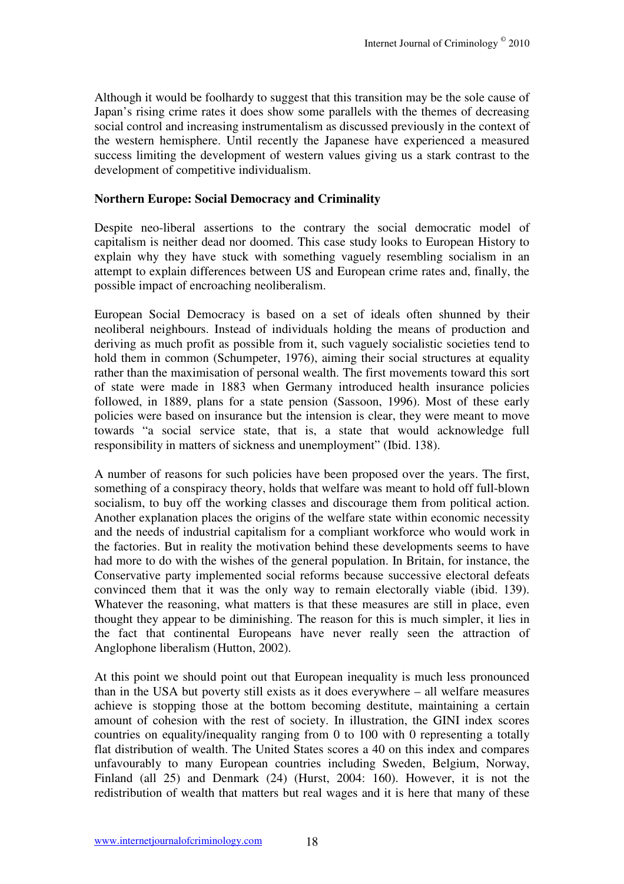Although it would be foolhardy to suggest that this transition may be the sole cause of Japan's rising crime rates it does show some parallels with the themes of decreasing social control and increasing instrumentalism as discussed previously in the context of the western hemisphere. Until recently the Japanese have experienced a measured success limiting the development of western values giving us a stark contrast to the development of competitive individualism.

**Northern Europe: Social Democracy and Criminality**

Despite neo-liberal assertions to the contrary the social democratic model of capitalism is neither dead nor doomed. This case study looks to European History to explain why they have stuck with something vaguely resembling socialism in an attempt to explain differences between US and European crime rates and, finally, the possible impact of encroaching neoliberalism.

European Social Democracy is based on a set of ideals often shunned by their neoliberal neighbours. Instead of individuals holding the means of production and deriving as much profit as possible from it, such vaguely socialistic societies tend to hold them in common (Schumpeter, 1976), aiming their social structures at equality rather than the maximisation of personal wealth. The first movements toward this sort of state were made in 1883 when Germany introduced health insurance policies followed, in 1889, plans for a state pension (Sassoon, 1996). Most of these early policies were based on insurance but the intension is clear, they were meant to move towards "a social service state, that is, a state that would acknowledge full responsibility in matters of sickness and unemployment" (Ibid. 138).

A number of reasons for such policies have been proposed over the years. The first, something of a conspiracy theory, holds that welfare was meant to hold off full-blown socialism, to buy off the working classes and discourage them from political action. Another explanation places the origins of the welfare state within economic necessity and the needs of industrial capitalism for a compliant workforce who would work in the factories. But in reality the motivation behind these developments seems to have had more to do with the wishes of the general population. In Britain, for instance, the Conservative party implemented social reforms because successive electoral defeats convinced them that it was the only way to remain electorally viable (ibid. 139). Whatever the reasoning, what matters is that these measures are still in place, even thought they appear to be diminishing. The reason for this is much simpler, it lies in the fact that continental Europeans have never really seen the attraction of Anglophone liberalism (Hutton, 2002).

At this point we should point out that European inequality is much less pronounced than in the USA but poverty still exists as it does everywhere – all welfare measures achieve is stopping those at the bottom becoming destitute, maintaining a certain amount of cohesion with the rest of society. In illustration, the GINI index scores countries on equality/inequality ranging from 0 to 100 with 0 representing a totally flat distribution of wealth. The United States scores a 40 on this index and compares unfavourably to many European countries including Sweden, Belgium, Norway, Finland (all 25) and Denmark (24) (Hurst, 2004: 160). However, it is not the redistribution of wealth that matters but real wages and it is here that many of these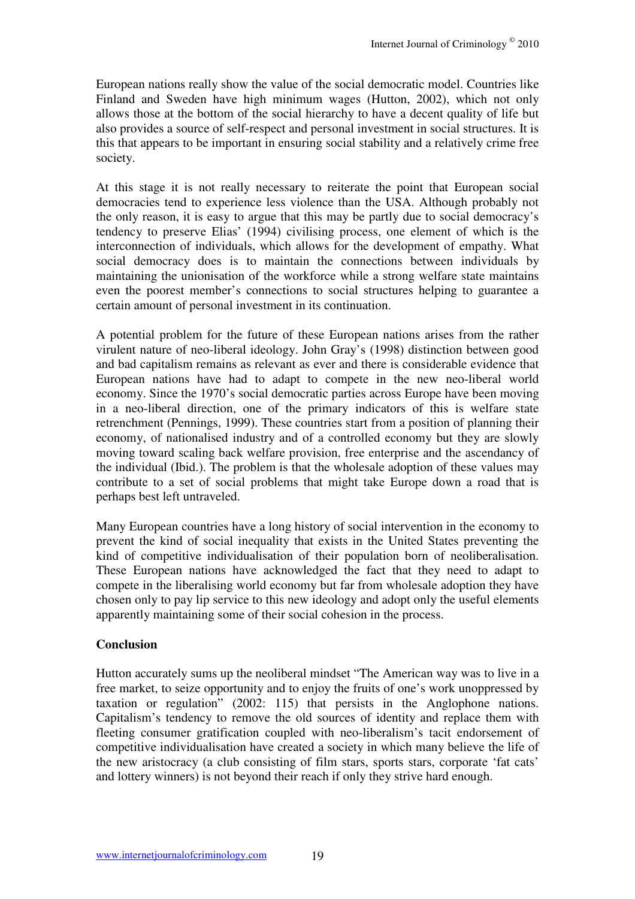European nations really show the value of the social democratic model. Countries like Finland and Sweden have high minimum wages (Hutton, 2002), which not only allows those at the bottom of the social hierarchy to have a decent quality of life but also provides a source of self-respect and personal investment in social structures. It is this that appears to be important in ensuring social stability and a relatively crime free society.

At this stage it is not really necessary to reiterate the point that European social democracies tend to experience less violence than the USA. Although probably not the only reason, it is easy to argue that this may be partly due to social democracy's tendency to preserve Elias' (1994) civilising process, one element of which is the interconnection of individuals, which allows for the development of empathy. What social democracy does is to maintain the connections between individuals by maintaining the unionisation of the workforce while a strong welfare state maintains even the poorest member's connections to social structures helping to guarantee a certain amount of personal investment in its continuation.

A potential problem for the future of these European nations arises from the rather virulent nature of neo-liberal ideology. John Gray's (1998) distinction between good and bad capitalism remains as relevant as ever and there is considerable evidence that European nations have had to adapt to compete in the new neo-liberal world economy. Since the 1970's social democratic parties across Europe have been moving in a neo-liberal direction, one of the primary indicators of this is welfare state retrenchment (Pennings, 1999). These countries start from a position of planning their economy, of nationalised industry and of a controlled economy but they are slowly moving toward scaling back welfare provision, free enterprise and the ascendancy of the individual (Ibid.). The problem is that the wholesale adoption of these values may contribute to a set of social problems that might take Europe down a road that is perhaps best left untraveled.

Many European countries have a long history of social intervention in the economy to prevent the kind of social inequality that exists in the United States preventing the kind of competitive individualisation of their population born of neoliberalisation. These European nations have acknowledged the fact that they need to adapt to compete in the liberalising world economy but far from wholesale adoption they have chosen only to pay lip service to this new ideology and adopt only the useful elements apparently maintaining some of their social cohesion in the process.

## Conclusion

Hutton accurately sums up the neoliberal mindset "The American way was to live in a free market, to seize opportunity and to enjoy the fruits of one's work unoppressed by taxation or regulation" (2002: 115) that persists in the Anglophone nations. Capitalism's tendency to remove the old sources of identity and replace them with fleeting consumer gratification coupled with neo-liberalism's tacit endorsement of competitive individualisation have created a society in which many believe the life of the new aristocracy (a club consisting of film stars, sports stars, corporate 'fat cats' and lottery winners) is not beyond their reach if only they strive hard enough.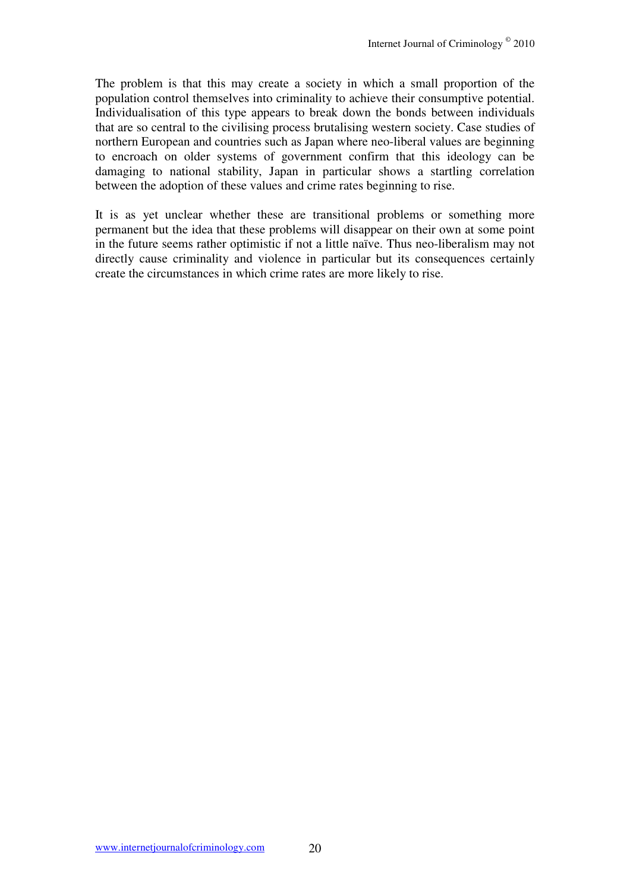The problem is that this may create a society in which a small proportion of the population control themselves into criminality to achieve their consumptive potential. Individualisation of this type appears to break down the bonds between individuals that are so central to the civilising process brutalising western society. Case studies of northern European and countries such as Japan where neo-liberal values are beginning to encroach on older systems of government confirm that this ideology can be damaging to national stability, Japan in particular shows a startling correlation between the adoption of these values and crime rates beginning to rise.

It is as yet unclear whether these are transitional problems or something more permanent but the idea that these problems will disappear on their own at some point in the future seems rather optimistic if not a little naïve. Thus neo-liberalism may not directly cause criminality and violence in particular but its consequences certainly create the circumstances in which crime rates are more likely to rise.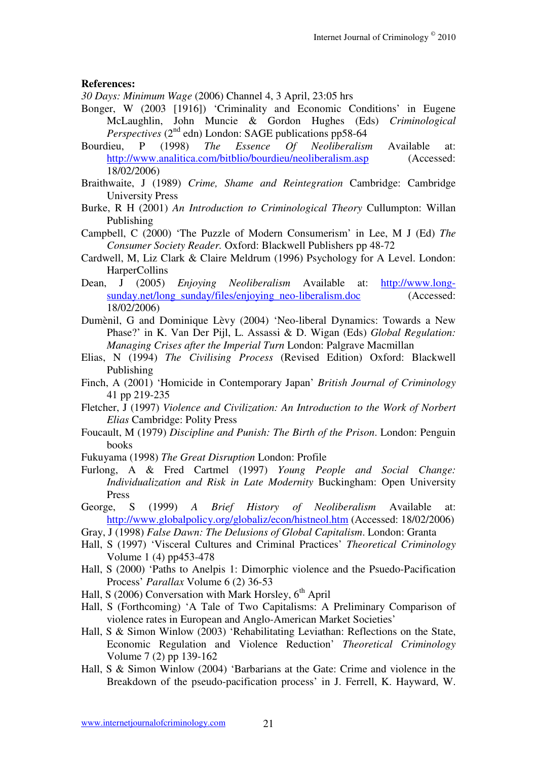**References:**

*30 Days: Minimum Wage* (2006) Channel 4, 3 April, 23:05 hrs

Bonger, W (2003 [1916]) 'Criminality and Economic Conditions' in Eugene McLaughlin, John Muncie & Gordon Hughes (Eds) *Criminological Perspectives* (2nd edn) London: SAGE publications pp58-64

Bourdieu, P (1998) *The Essence Of Neoliberalism* Available at: http://www.analitica.com/bitblio/bourdieu/neoliberalism.asp (Accessed: 18/02/2006)

Braithwaite, J (1989) *Crime, Shame and Reintegration* Cambridge: Cambridge University Press

Burke, R H (2001) *An Introduction to Criminological Theory* Cullumpton: Willan Publishing

Campbell, C (2000) 'The Puzzle of Modern Consumerism' in Lee, M J (Ed) *The Consumer Society Reader.* Oxford: Blackwell Publishers pp 48-72

Cardwell, M, Liz Clark & Claire Meldrum (1996) Psychology for A Level. London: HarperCollins

Dean, J (2005) *Enjoying Neoliberalism* Available at: http://www.long-sunday.net/long_sunday/files/enjoying_neo-liberalism.doc (Accessed: 18/02/2006)

Dumènil, G and Dominique Lèvy (2004) 'Neo-liberal Dynamics: Towards a New Phase?' in K. Van Der Pijl, L. Assassi & D. Wigan (Eds) *Global Regulation: Managing Crises after the Imperial Turn* London: Palgrave Macmillan

Elias, N (1994) *The Civilising Process* (Revised Edition) Oxford: Blackwell Publishing

Finch, A (2001) 'Homicide in Contemporary Japan' *British Journal of Criminology* 41 pp 219-235

Fletcher, J (1997) *Violence and Civilization: An Introduction to the Work of Norbert Elias* Cambridge: Polity Press

Foucault, M (1979) *Discipline and Punish: The Birth of the Prison*. London: Penguin books

Fukuyama (1998) *The Great Disruption* London: Profile

Furlong, A & Fred Cartmel (1997) *Young People and Social Change: Individualization and Risk in Late Modernity* Buckingham: Open University Press

George, S (1999) *A Brief History of Neoliberalism* Available at: http://www.globalpolicy.org/globaliz/econ/histneol.htm (Accessed: 18/02/2006)

Gray, J (1998) *False Dawn: The Delusions of Global Capitalism*. London: Granta

Hall, S (1997) 'Visceral Cultures and Criminal Practices' *Theoretical Criminology* Volume 1 (4) pp453-478

Hall, S (2000) 'Paths to Anelpis 1: Dimorphic violence and the Psuedo-Pacification Process' *Parallax* Volume 6 (2) 36-53

Hall, S (2006) Conversation with Mark Horsley, 6th April

Hall, S (Forthcoming) 'A Tale of Two Capitalisms: A Preliminary Comparison of violence rates in European and Anglo-American Market Societies'

Hall, S & Simon Winlow (2003) 'Rehabilitating Leviathan: Reflections on the State, Economic Regulation and Violence Reduction' *Theoretical Criminology* Volume 7 (2) pp 139-162

Hall, S & Simon Winlow (2004) 'Barbarians at the Gate: Crime and violence in the Breakdown of the pseudo-pacification process' in J. Ferrell, K. Hayward, W.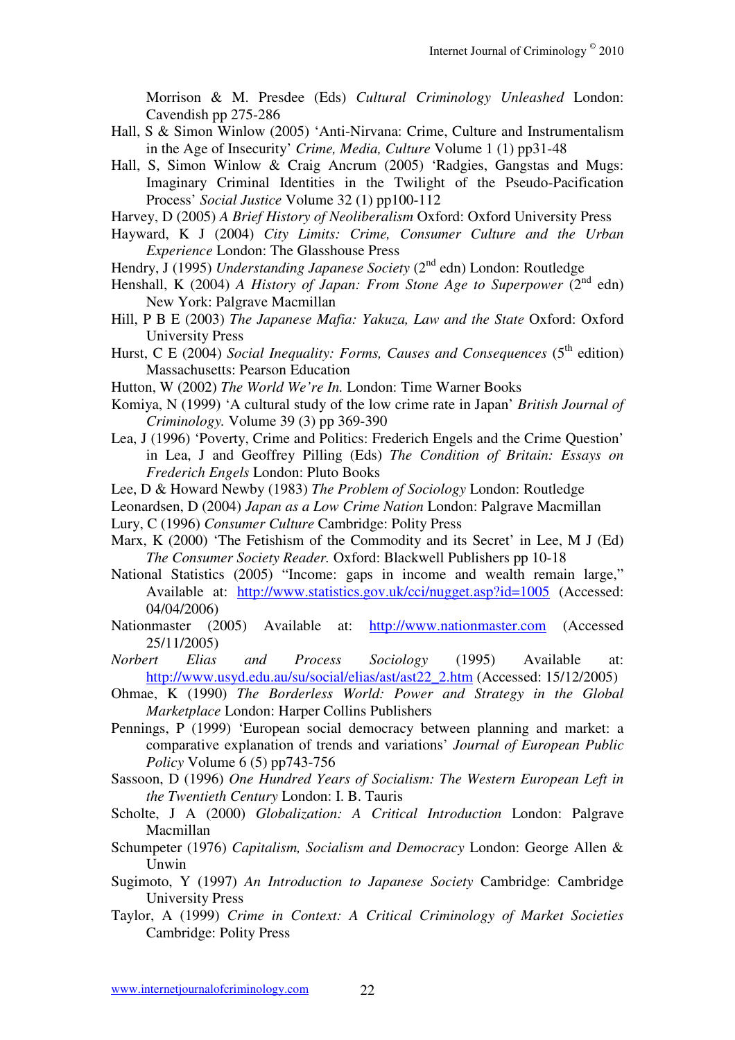Morrison & M. Presdee (Eds) *Cultural Criminology Unleashed* London: Cavendish pp 275-286

Hall, S & Simon Winlow (2005) 'Anti-Nirvana: Crime, Culture and Instrumentalism in the Age of Insecurity' *Crime, Media, Culture* Volume 1 (1) pp31-48

Hall, S, Simon Winlow & Craig Ancrum (2005) 'Radgies, Gangstas and Mugs: Imaginary Criminal Identities in the Twilight of the Pseudo-Pacification Process' *Social Justice* Volume 32 (1) pp100-112

Harvey, D (2005) *A Brief History of Neoliberalism* Oxford: Oxford University Press

Hayward, K J (2004) *City Limits: Crime, Consumer Culture and the Urban Experience* London: The Glasshouse Press

Hendry, J (1995) *Understanding Japanese Society* (2nd edn) London: Routledge

Henshall, K (2004) *A History of Japan: From Stone Age to Superpower* (2nd edn) New York: Palgrave Macmillan

Hill, P B E (2003) *The Japanese Mafia: Yakuza, Law and the State* Oxford: Oxford University Press

Hurst, C E (2004) *Social Inequality: Forms, Causes and Consequences* (5th edition) Massachusetts: Pearson Education

Hutton, W (2002) *The World We're In.* London: Time Warner Books

Komiya, N (1999) 'A cultural study of the low crime rate in Japan' *British Journal of Criminology.* Volume 39 (3) pp 369-390

Lea, J (1996) 'Poverty, Crime and Politics: Frederich Engels and the Crime Question' in Lea, J and Geoffrey Pilling (Eds) *The Condition of Britain: Essays on Frederich Engels* London: Pluto Books

Lee, D & Howard Newby (1983) *The Problem of Sociology* London: Routledge

Leonardsen, D (2004) *Japan as a Low Crime Nation* London: Palgrave Macmillan

Lury, C (1996) *Consumer Culture* Cambridge: Polity Press

Marx, K (2000) 'The Fetishism of the Commodity and its Secret' in Lee, M J (Ed) *The Consumer Society Reader.* Oxford: Blackwell Publishers pp 10-18

National Statistics (2005) "Income: gaps in income and wealth remain large," Available at: http://www.statistics.gov.uk/cci/nugget.asp?id=1005 (Accessed: 04/04/2006)

Nationmaster (2005) Available at: http://www.nationmaster.com (Accessed 25/11/2005)

*Norbert Elias and Process Sociology* (1995) Available at: http://www.usyd.edu.au/su/social/elias/ast/ast22_2.htm (Accessed: 15/12/2005)

Ohmae, K (1990) *The Borderless World: Power and Strategy in the Global Marketplace* London: Harper Collins Publishers

Pennings, P (1999) 'European social democracy between planning and market: a comparative explanation of trends and variations' *Journal of European Public Policy* Volume 6 (5) pp743-756

Sassoon, D (1996) *One Hundred Years of Socialism: The Western European Left in the Twentieth Century* London: I. B. Tauris

Scholte, J A (2000) *Globalization: A Critical Introduction* London: Palgrave Macmillan

Schumpeter (1976) *Capitalism, Socialism and Democracy* London: George Allen & Unwin

Sugimoto, Y (1997) *An Introduction to Japanese Society* Cambridge: Cambridge University Press

Taylor, A (1999) *Crime in Context: A Critical Criminology of Market Societies* Cambridge: Polity Press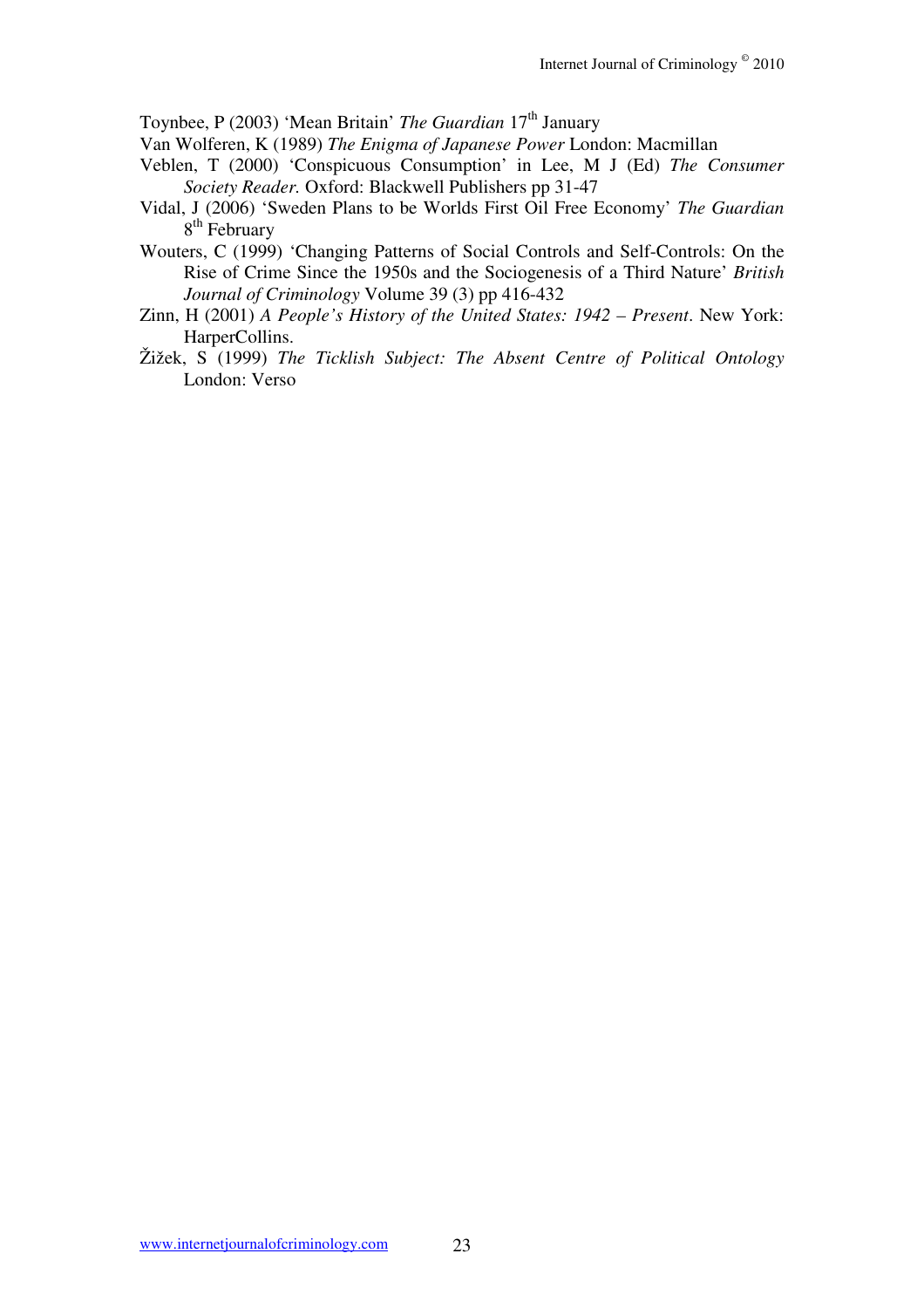Toynbee, P (2003) 'Mean Britain' *The Guardian* 17th January

Van Wolferen, K (1989) *The Enigma of Japanese Power* London: Macmillan

Veblen, T (2000) 'Conspicuous Consumption' in Lee, M J (Ed) *The Consumer Society Reader.* Oxford: Blackwell Publishers pp 31-47

Vidal, J (2006) 'Sweden Plans to be Worlds First Oil Free Economy' *The Guardian* 8th February

Wouters, C (1999) 'Changing Patterns of Social Controls and Self-Controls: On the Rise of Crime Since the 1950s and the Sociogenesis of a Third Nature' *British Journal of Criminology* Volume 39 (3) pp 416-432

Zinn, H (2001) *A People's History of the United States: 1942 – Present*. New York: HarperCollins.

Žižek, S (1999) *The Ticklish Subject: The Absent Centre of Political Ontology* London: Verso